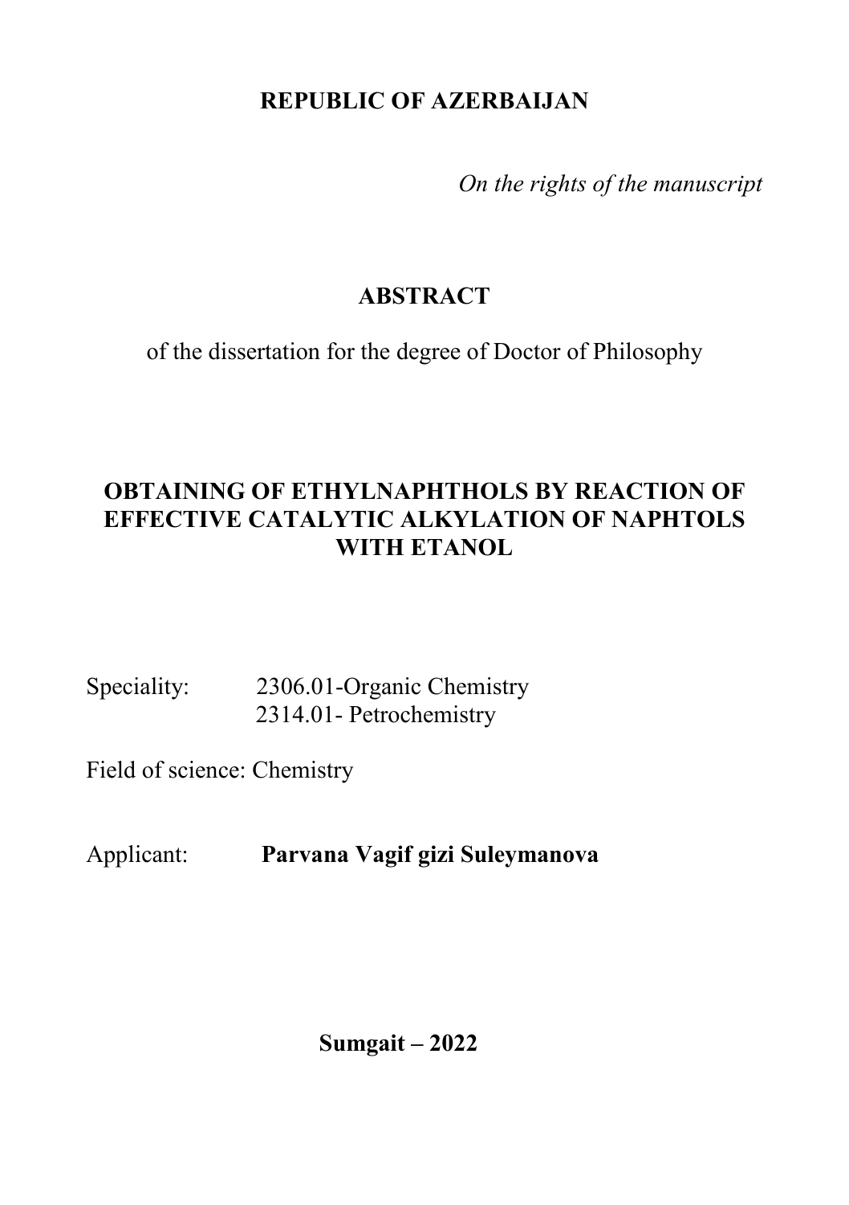**REPUBLIC OF AZERBAIJAN**

*On the rights of the manuscript*

# ABSTRACT

of the dissertation for the degree of Doctor of Philosophy

## OBTAINING OF ETHYLNAPHTHOLS BY REACTION OF EFFECTIVE CATALYTIC ALKYLATION OF NAPHTOLS WITH ETANOL

Speciality: 2306.01-Organic Chemistry
2314.01- Petrochemistry

Field of science: Chemistry

Applicant: **Parvana Vagif gizi Suleymanova**

**Sumgait – 2022**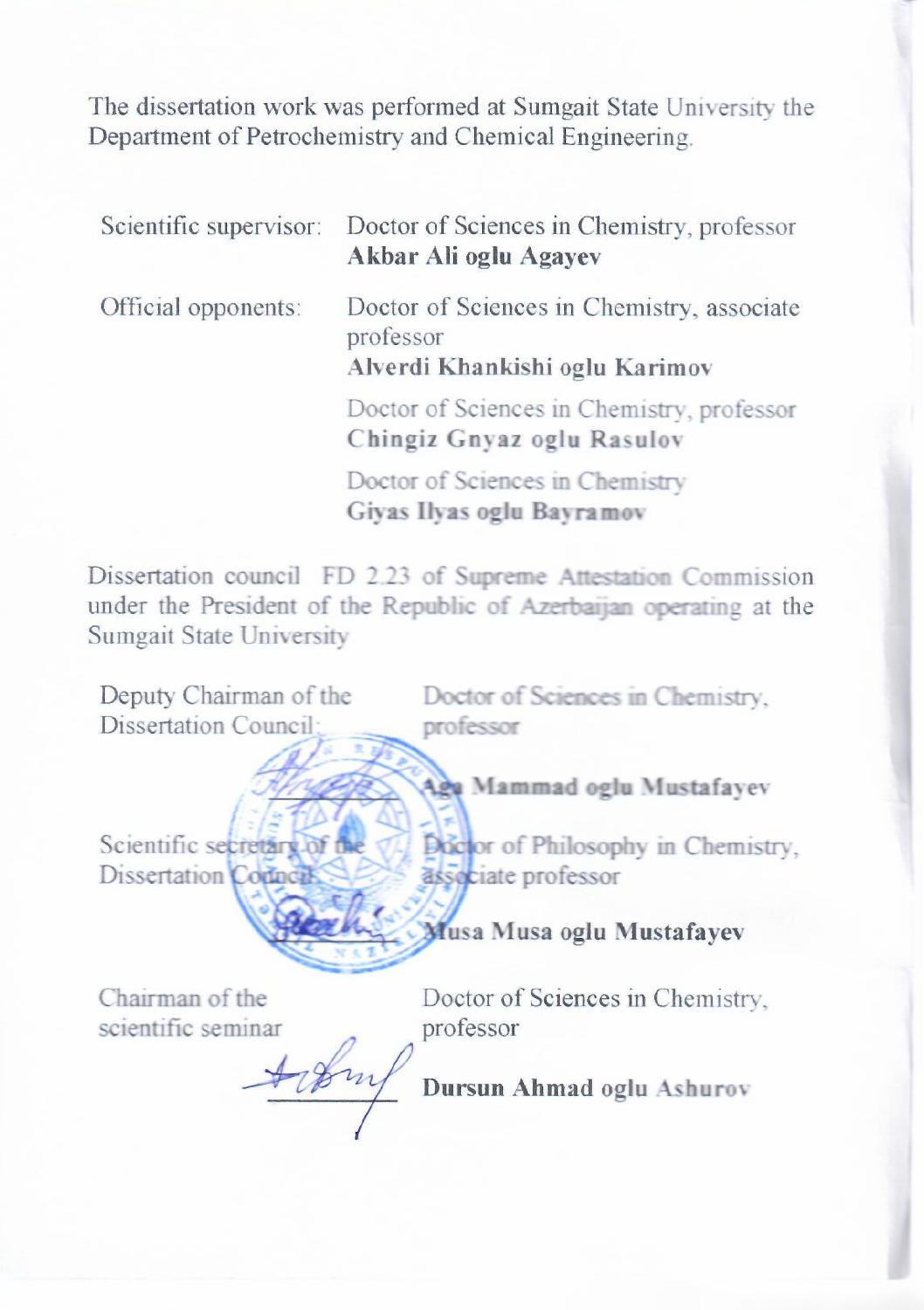The dissertation work was performed at Sumgait State University the Department of Petrochemistry and Chemical Engineering.

Scientific supervisor: Doctor of Sciences in Chemistry, professor
**Akbar Ali oglu Agayev**

Official opponents: Doctor of Sciences in Chemistry, associate professor
**Alverdi Khankishi oglu Karimov**

Doctor of Sciences in Chemistry, professor
**Chingiz Gnyaz oglu Rasulov**

Doctor of Sciences in Chemistry
**Giyas Ilyas oglu Bayramov**

Dissertation council FD 2.23 of Supreme Attestation Commission under the President of the Republic of Azerbaijan operating at the Sumgait State University

Deputy Chairman of the Dissertation Council: Doctor of Sciences in Chemistry, professor
**Aga Mammad oglu Mustafayev**

Scientific secretary of the Dissertation Council: Doctor of Philosophy in Chemistry, associate professor
**Musa Musa oglu Mustafayev**

Chairman of the scientific seminar: Doctor of Sciences in Chemistry, professor
**Dursun Ahmad oglu Ashurov**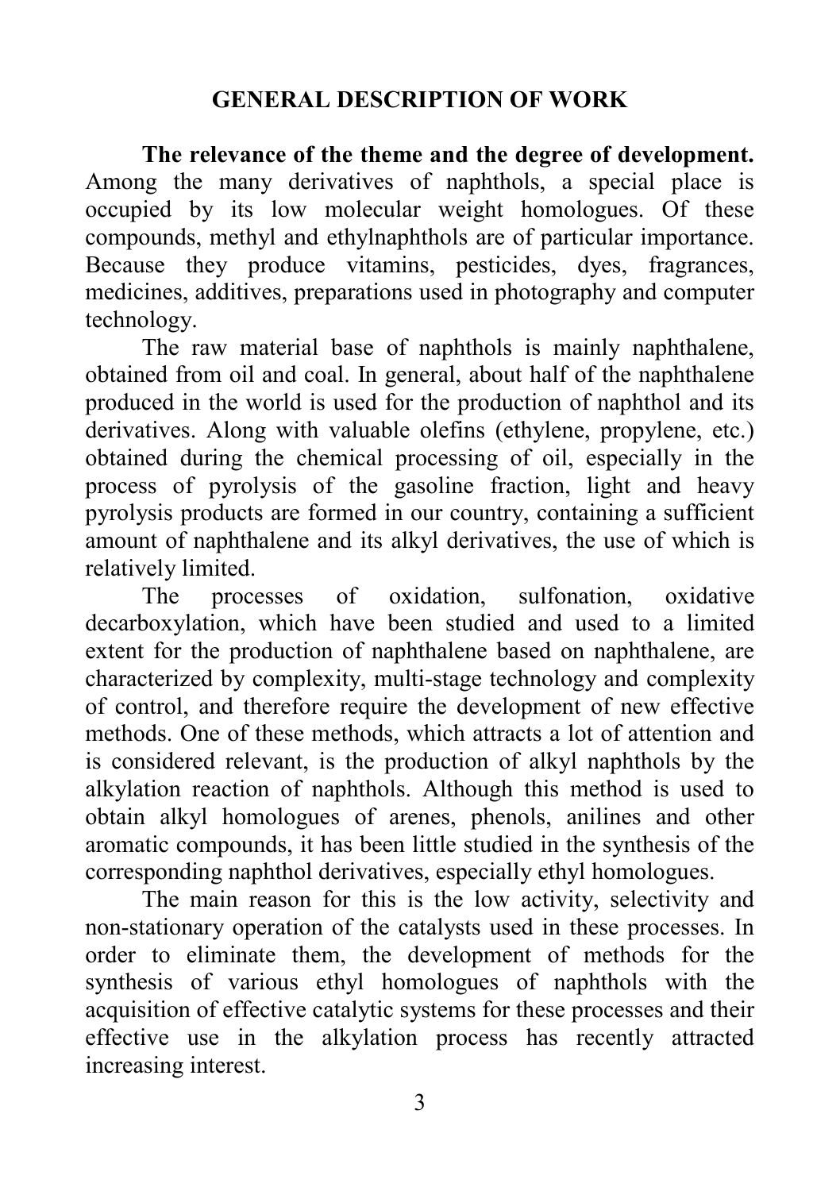## GENERAL DESCRIPTION OF WORK

**The relevance of the theme and the degree of development.** Among the many derivatives of naphthols, a special place is occupied by its low molecular weight homologues. Of these compounds, methyl and ethylnaphthols are of particular importance. Because they produce vitamins, pesticides, dyes, fragrances, medicines, additives, preparations used in photography and computer technology.

The raw material base of naphthols is mainly naphthalene, obtained from oil and coal. In general, about half of the naphthalene produced in the world is used for the production of naphthol and its derivatives. Along with valuable olefins (ethylene, propylene, etc.) obtained during the chemical processing of oil, especially in the process of pyrolysis of the gasoline fraction, light and heavy pyrolysis products are formed in our country, containing a sufficient amount of naphthalene and its alkyl derivatives, the use of which is relatively limited.

The processes of oxidation, sulfonation, oxidative decarboxylation, which have been studied and used to a limited extent for the production of naphthalene based on naphthalene, are characterized by complexity, multi-stage technology and complexity of control, and therefore require the development of new effective methods. One of these methods, which attracts a lot of attention and is considered relevant, is the production of alkyl naphthols by the alkylation reaction of naphthols. Although this method is used to obtain alkyl homologues of arenes, phenols, anilines and other aromatic compounds, it has been little studied in the synthesis of the corresponding naphthol derivatives, especially ethyl homologues.

The main reason for this is the low activity, selectivity and non-stationary operation of the catalysts used in these processes. In order to eliminate them, the development of methods for the synthesis of various ethyl homologues of naphthols with the acquisition of effective catalytic systems for these processes and their effective use in the alkylation process has recently attracted increasing interest.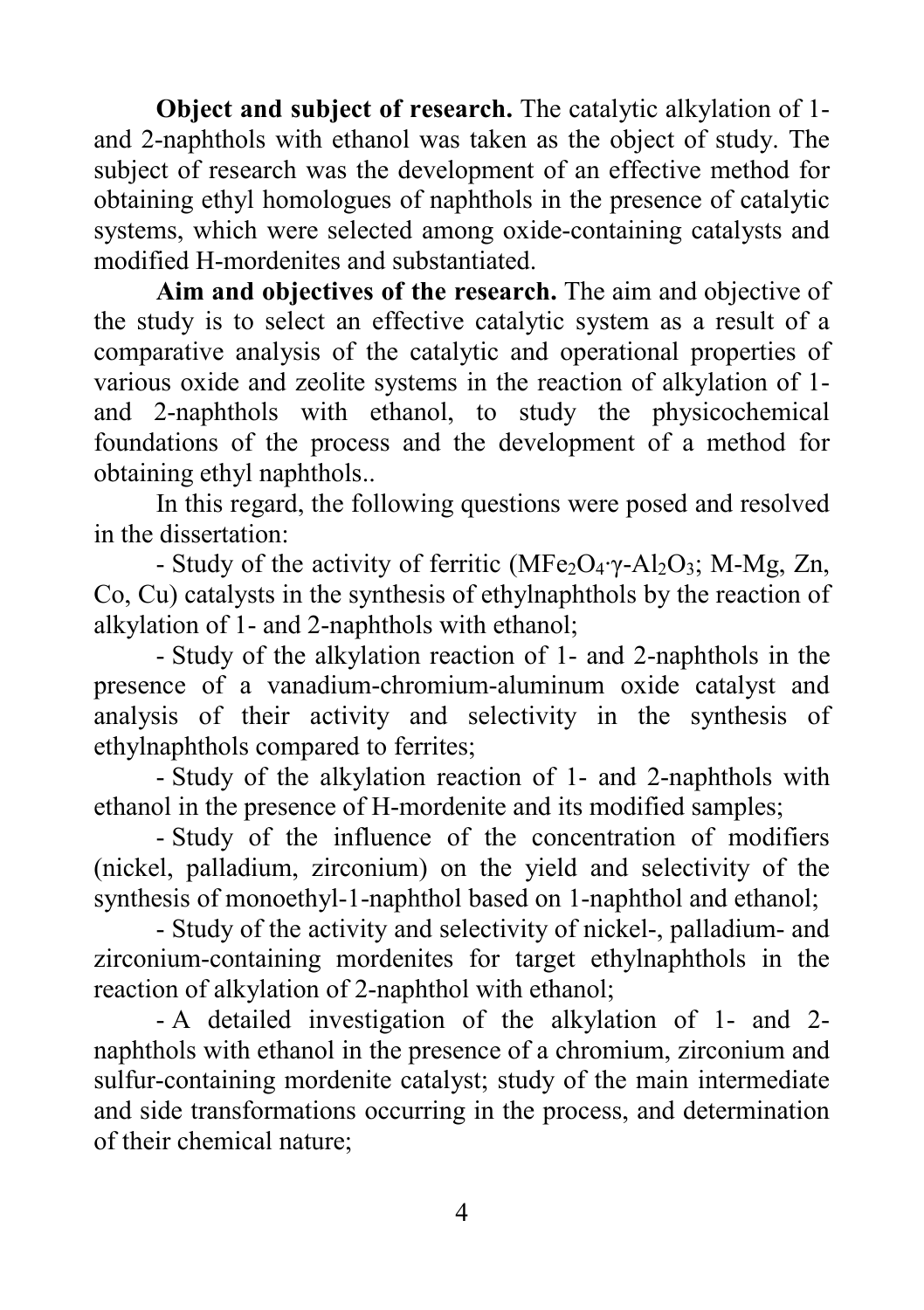**Object and subject of research.** The catalytic alkylation of 1- and 2-naphthols with ethanol was taken as the object of study. The subject of research was the development of an effective method for obtaining ethyl homologues of naphthols in the presence of catalytic systems, which were selected among oxide-containing catalysts and modified H-mordenites and substantiated.

**Aim and objectives of the research.** The aim and objective of the study is to select an effective catalytic system as a result of a comparative analysis of the catalytic and operational properties of various oxide and zeolite systems in the reaction of alkylation of 1- and 2-naphthols with ethanol, to study the physicochemical foundations of the process and the development of a method for obtaining ethyl naphthols..

In this regard, the following questions were posed and resolved in the dissertation:

- Study of the activity of ferritic ($MFe_2O_4 \cdot \gamma\text{-}Al_2O_3$; M-Mg, Zn, Co, Cu) catalysts in the synthesis of ethylnaphthols by the reaction of alkylation of 1- and 2-naphthols with ethanol;
- Study of the alkylation reaction of 1- and 2-naphthols in the presence of a vanadium-chromium-aluminum oxide catalyst and analysis of their activity and selectivity in the synthesis of ethylnaphthols compared to ferrites;
- Study of the alkylation reaction of 1- and 2-naphthols with ethanol in the presence of H-mordenite and its modified samples;
- Study of the influence of the concentration of modifiers (nickel, palladium, zirconium) on the yield and selectivity of the synthesis of monoethyl-1-naphthol based on 1-naphthol and ethanol;
- Study of the activity and selectivity of nickel-, palladium- and zirconium-containing mordenites for target ethylnaphthols in the reaction of alkylation of 2-naphthol with ethanol;
- A detailed investigation of the alkylation of 1- and 2-naphthols with ethanol in the presence of a chromium, zirconium and sulfur-containing mordenite catalyst; study of the main intermediate and side transformations occurring in the process, and determination of their chemical nature;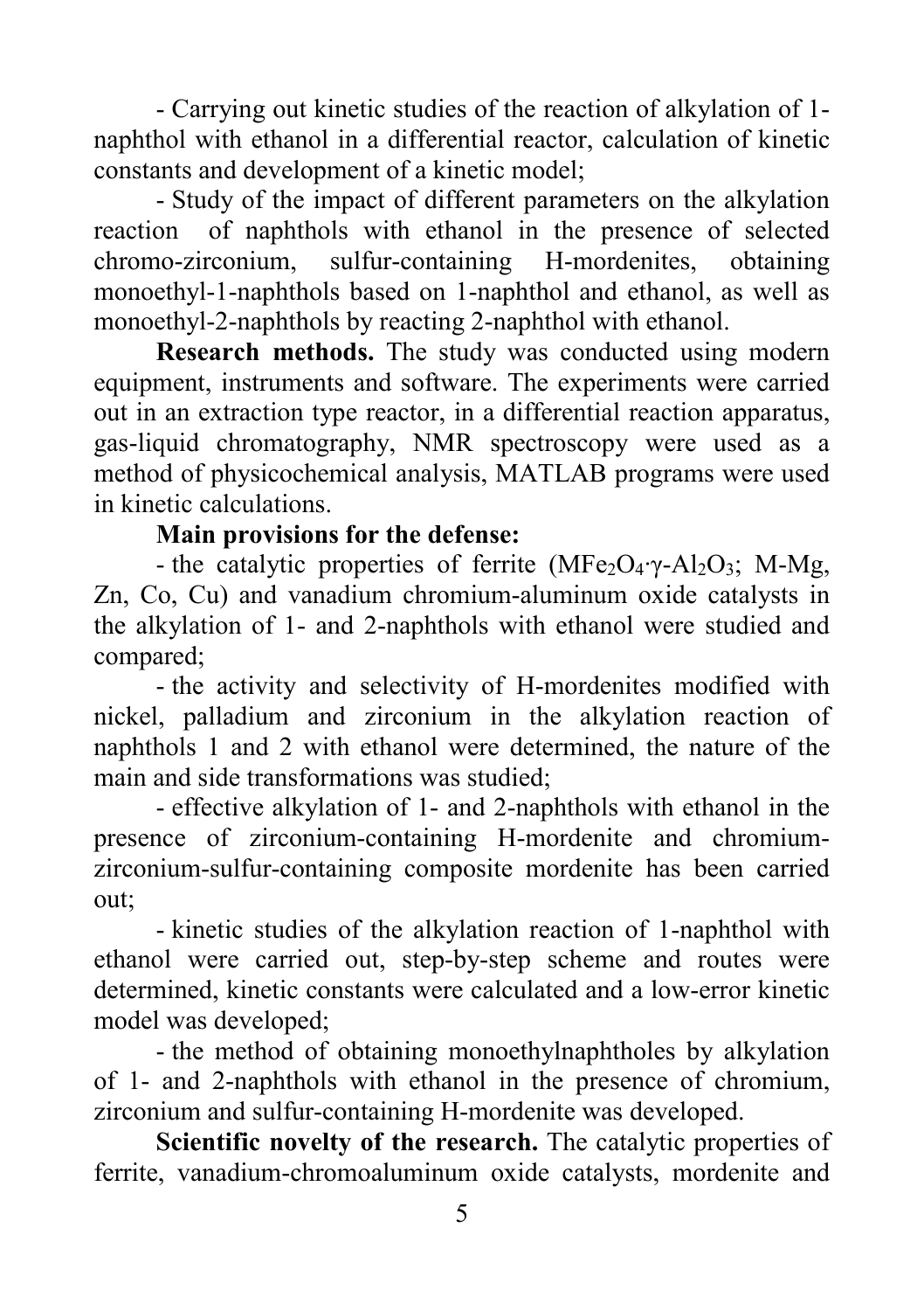- Carrying out kinetic studies of the reaction of alkylation of 1-naphthol with ethanol in a differential reactor, calculation of kinetic constants and development of a kinetic model;

- Study of the impact of different parameters on the alkylation reaction of naphthols with ethanol in the presence of selected chromo-zirconium, sulfur-containing H-mordenites, obtaining monoethyl-1-naphthols based on 1-naphthol and ethanol, as well as monoethyl-2-naphthols by reacting 2-naphthol with ethanol.

**Research methods.** The study was conducted using modern equipment, instruments and software. The experiments were carried out in an extraction type reactor, in a differential reaction apparatus, gas-liquid chromatography, NMR spectroscopy were used as a method of physicochemical analysis, MATLAB programs were used in kinetic calculations.

**Main provisions for the defense:**

- the catalytic properties of ferrite ($MFe_2O_4 \cdot \gamma\text{-}Al_2O_3$; M-Mg, Zn, Co, Cu) and vanadium chromium-aluminum oxide catalysts in the alkylation of 1- and 2-naphthols with ethanol were studied and compared;

- the activity and selectivity of H-mordenites modified with nickel, palladium and zirconium in the alkylation reaction of naphthols 1 and 2 with ethanol were determined, the nature of the main and side transformations was studied;

- effective alkylation of 1- and 2-naphthols with ethanol in the presence of zirconium-containing H-mordenite and chromium-zirconium-sulfur-containing composite mordenite has been carried out;

- kinetic studies of the alkylation reaction of 1-naphthol with ethanol were carried out, step-by-step scheme and routes were determined, kinetic constants were calculated and a low-error kinetic model was developed;

- the method of obtaining monoethylnaphtholes by alkylation of 1- and 2-naphthols with ethanol in the presence of chromium, zirconium and sulfur-containing H-mordenite was developed.

**Scientific novelty of the research.** The catalytic properties of ferrite, vanadium-chromoaluminum oxide catalysts, mordenite and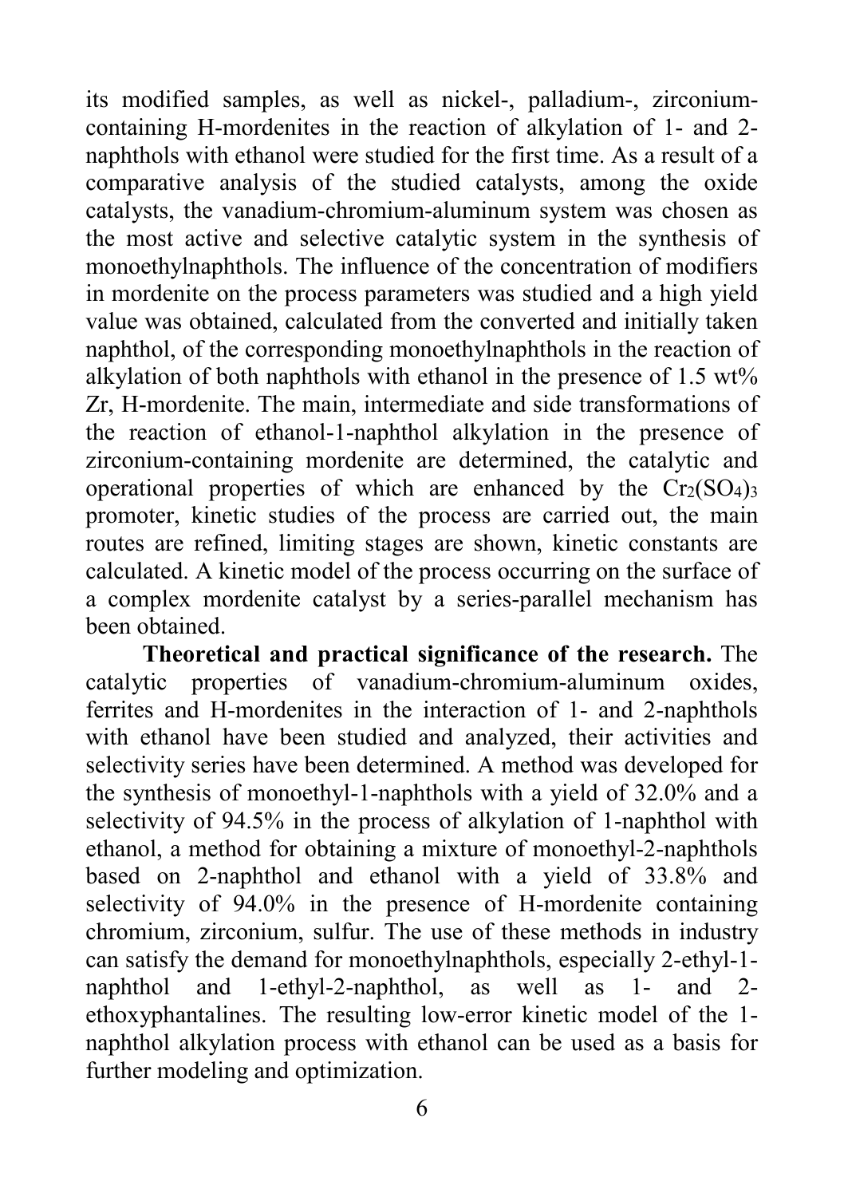its modified samples, as well as nickel-, palladium-, zirconium-containing H-mordenites in the reaction of alkylation of 1- and 2-naphthols with ethanol were studied for the first time. As a result of a comparative analysis of the studied catalysts, among the oxide catalysts, the vanadium-chromium-aluminum system was chosen as the most active and selective catalytic system in the synthesis of monoethylnaphthols. The influence of the concentration of modifiers in mordenite on the process parameters was studied and a high yield value was obtained, calculated from the converted and initially taken naphthol, of the corresponding monoethylnaphthols in the reaction of alkylation of both naphthols with ethanol in the presence of 1.5 wt% Zr, H-mordenite. The main, intermediate and side transformations of the reaction of ethanol-1-naphthol alkylation in the presence of zirconium-containing mordenite are determined, the catalytic and operational properties of which are enhanced by the $Cr_2(SO_4)_3$ promoter, kinetic studies of the process are carried out, the main routes are refined, limiting stages are shown, kinetic constants are calculated. A kinetic model of the process occurring on the surface of a complex mordenite catalyst by a series-parallel mechanism has been obtained.

**Theoretical and practical significance of the research.** The catalytic properties of vanadium-chromium-aluminum oxides, ferrites and H-mordenites in the interaction of 1- and 2-naphthols with ethanol have been studied and analyzed, their activities and selectivity series have been determined. A method was developed for the synthesis of monoethyl-1-naphthols with a yield of 32.0% and a selectivity of 94.5% in the process of alkylation of 1-naphthol with ethanol, a method for obtaining a mixture of monoethyl-2-naphthols based on 2-naphthol and ethanol with a yield of 33.8% and selectivity of 94.0% in the presence of H-mordenite containing chromium, zirconium, sulfur. The use of these methods in industry can satisfy the demand for monoethylnaphthols, especially 2-ethyl-1-naphthol and 1-ethyl-2-naphthol, as well as 1- and 2-ethoxyphantalines. The resulting low-error kinetic model of the 1-naphthol alkylation process with ethanol can be used as a basis for further modeling and optimization.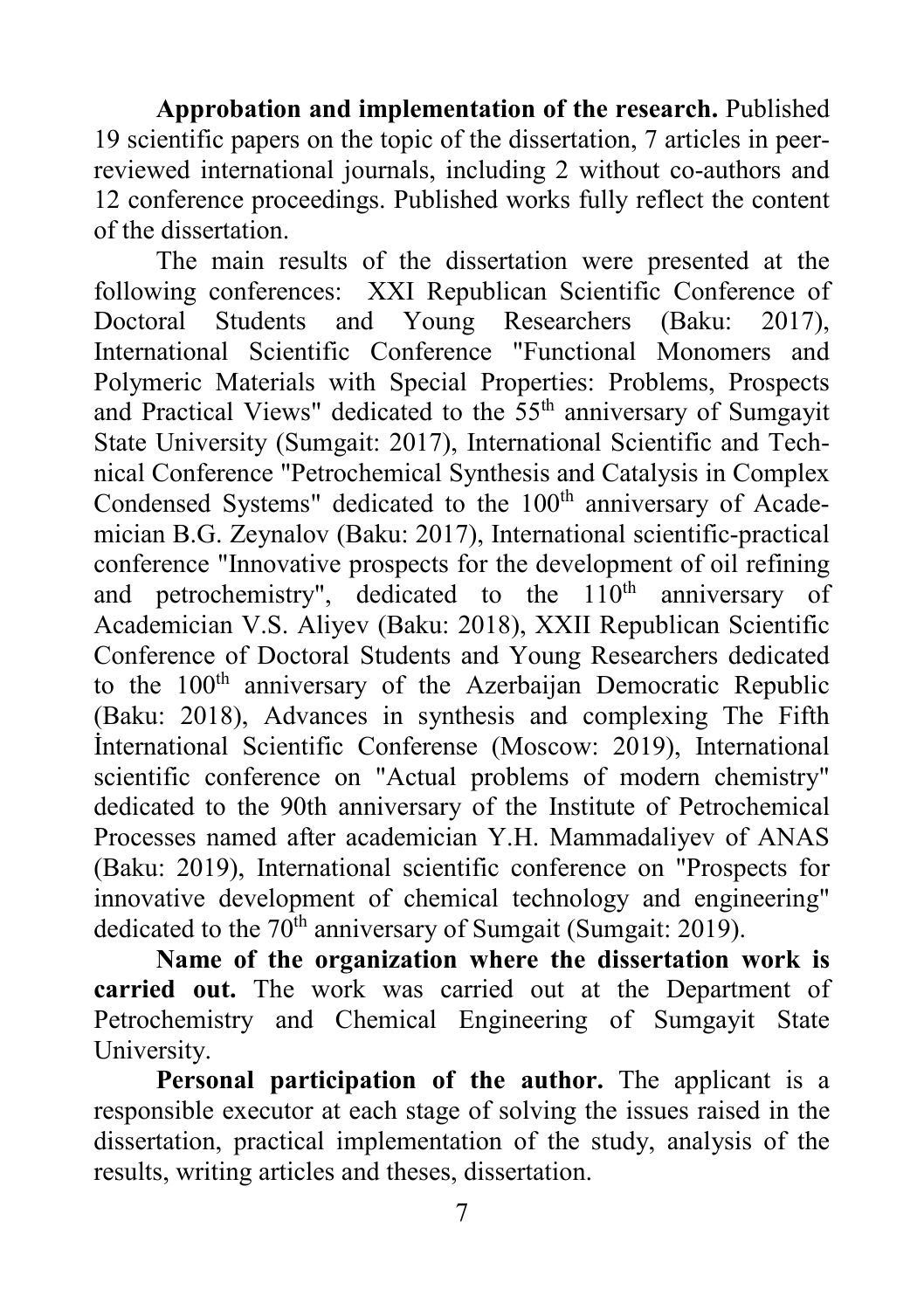**Approbation and implementation of the research.** Published 19 scientific papers on the topic of the dissertation, 7 articles in peer-reviewed international journals, including 2 without co-authors and 12 conference proceedings. Published works fully reflect the content of the dissertation.

The main results of the dissertation were presented at the following conferences: XXI Republican Scientific Conference of Doctoral Students and Young Researchers (Baku: 2017), International Scientific Conference "Functional Monomers and Polymeric Materials with Special Properties: Problems, Prospects and Practical Views" dedicated to the 55$^{th}$ anniversary of Sumgayit State University (Sumgait: 2017), International Scientific and Technical Conference "Petrochemical Synthesis and Catalysis in Complex Condensed Systems" dedicated to the 100$^{th}$ anniversary of Academician B.G. Zeynalov (Baku: 2017), International scientific-practical conference "Innovative prospects for the development of oil refining and petrochemistry", dedicated to the 110$^{th}$ anniversary of Academician V.S. Aliyev (Baku: 2018), XXII Republican Scientific Conference of Doctoral Students and Young Researchers dedicated to the 100$^{th}$ anniversary of the Azerbaijan Democratic Republic (Baku: 2018), Advances in synthesis and complexing The Fifth İnternational Scientific Conferense (Moscow: 2019), International scientific conference on "Actual problems of modern chemistry" dedicated to the 90th anniversary of the Institute of Petrochemical Processes named after academician Y.H. Mammadaliyev of ANAS (Baku: 2019), International scientific conference on "Prospects for innovative development of chemical technology and engineering" dedicated to the 70$^{th}$ anniversary of Sumgait (Sumgait: 2019).

**Name of the organization where the dissertation work is carried out.** The work was carried out at the Department of Petrochemistry and Chemical Engineering of Sumgayit State University.

**Personal participation of the author.** The applicant is a responsible executor at each stage of solving the issues raised in the dissertation, practical implementation of the study, analysis of the results, writing articles and theses, dissertation.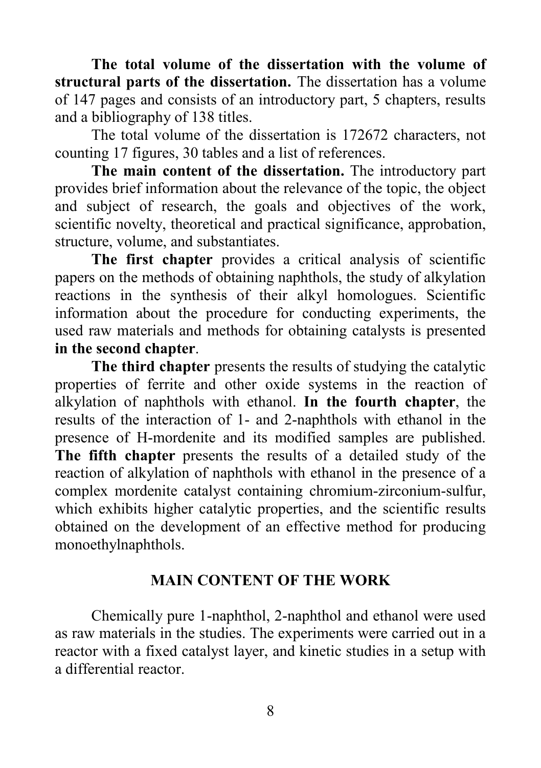**The total volume of the dissertation with the volume of structural parts of the dissertation.** The dissertation has a volume of 147 pages and consists of an introductory part, 5 chapters, results and a bibliography of 138 titles.

The total volume of the dissertation is 172672 characters, not counting 17 figures, 30 tables and a list of references.

**The main content of the dissertation.** The introductory part provides brief information about the relevance of the topic, the object and subject of research, the goals and objectives of the work, scientific novelty, theoretical and practical significance, approbation, structure, volume, and substantiates.

**The first chapter** provides a critical analysis of scientific papers on the methods of obtaining naphthols, the study of alkylation reactions in the synthesis of their alkyl homologues. Scientific information about the procedure for conducting experiments, the used raw materials and methods for obtaining catalysts is presented **in the second chapter**.

**The third chapter** presents the results of studying the catalytic properties of ferrite and other oxide systems in the reaction of alkylation of naphthols with ethanol. **In the fourth chapter**, the results of the interaction of 1- and 2-naphthols with ethanol in the presence of H-mordenite and its modified samples are published. **The fifth chapter** presents the results of a detailed study of the reaction of alkylation of naphthols with ethanol in the presence of a complex mordenite catalyst containing chromium-zirconium-sulfur, which exhibits higher catalytic properties, and the scientific results obtained on the development of an effective method for producing monoethylnaphthols.

## MAIN CONTENT OF THE WORK

Chemically pure 1-naphthol, 2-naphthol and ethanol were used as raw materials in the studies. The experiments were carried out in a reactor with a fixed catalyst layer, and kinetic studies in a setup with a differential reactor.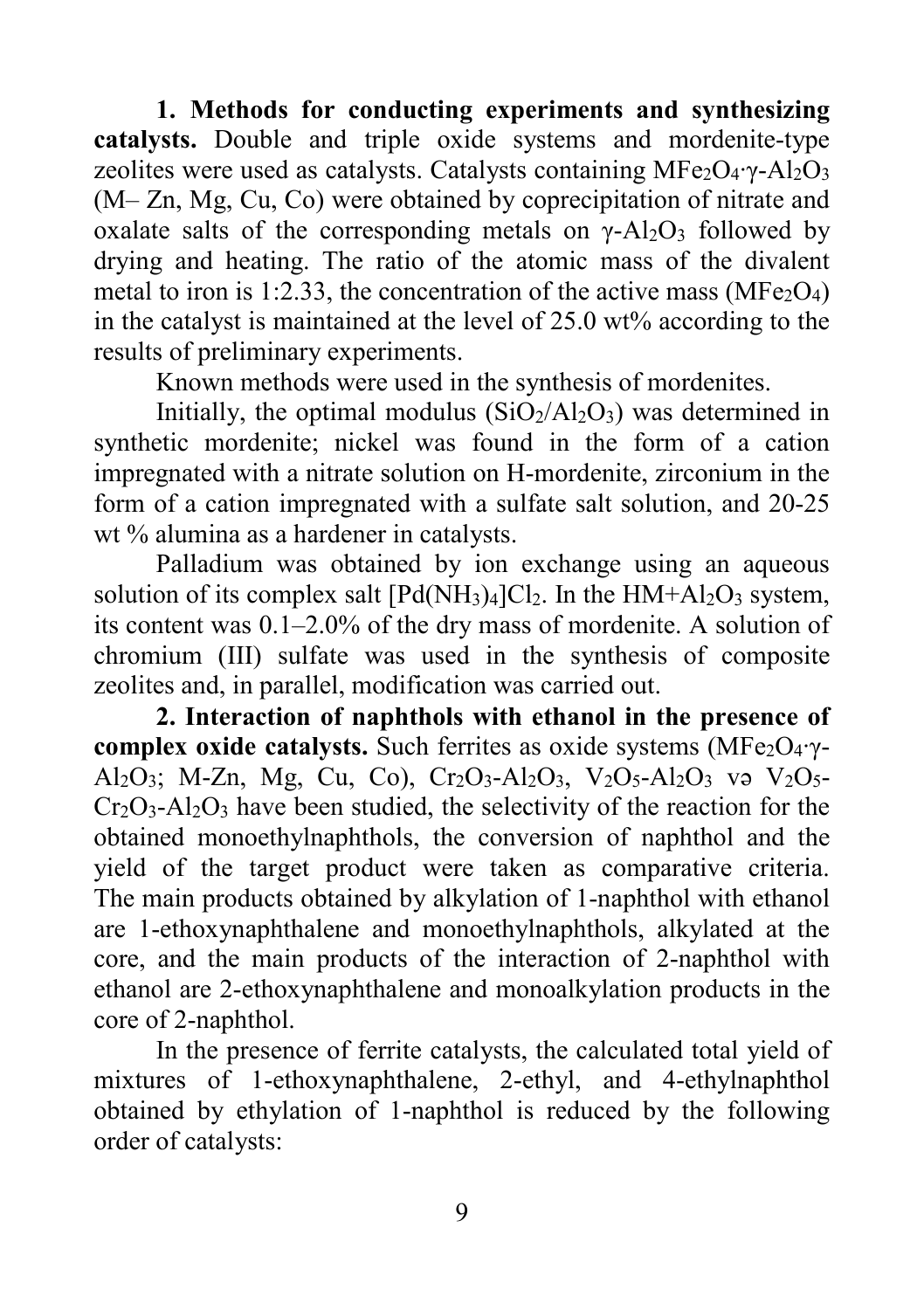**1. Methods for conducting experiments and synthesizing catalysts.** Double and triple oxide systems and mordenite-type zeolites were used as catalysts. Catalysts containing $MFe_2O_4 \cdot \gamma\text{-}Al_2O_3$ (M– Zn, Mg, Cu, Co) were obtained by coprecipitation of nitrate and oxalate salts of the corresponding metals on $\gamma\text{-}Al_2O_3$ followed by drying and heating. The ratio of the atomic mass of the divalent metal to iron is 1:2.33, the concentration of the active mass ($MFe_2O_4$) in the catalyst is maintained at the level of 25.0 wt% according to the results of preliminary experiments.

Known methods were used in the synthesis of mordenites.

Initially, the optimal modulus ($SiO_2/Al_2O_3$) was determined in synthetic mordenite; nickel was found in the form of a cation impregnated with a nitrate solution on H-mordenite, zirconium in the form of a cation impregnated with a sulfate salt solution, and 20-25 wt % alumina as a hardener in catalysts.

Palladium was obtained by ion exchange using an aqueous solution of its complex salt $[Pd(NH_3)_4]Cl_2$. In the $HM+Al_2O_3$ system, its content was 0.1–2.0% of the dry mass of mordenite. A solution of chromium (III) sulfate was used in the synthesis of composite zeolites and, in parallel, modification was carried out.

**2. Interaction of naphthols with ethanol in the presence of complex oxide catalysts.** Such ferrites as oxide systems ($MFe_2O_4 \cdot \gamma\text{-}Al_2O_3$; M-Zn, Mg, Cu, Co), $Cr_2O_3\text{-}Al_2O_3$, $V_2O_5\text{-}Al_2O_3$ və $V_2O_5\text{-}Cr_2O_3\text{-}Al_2O_3$ have been studied, the selectivity of the reaction for the obtained monoethylnaphthols, the conversion of naphthol and the yield of the target product were taken as comparative criteria. The main products obtained by alkylation of 1-naphthol with ethanol are 1-ethoxynaphthalene and monoethylnaphthols, alkylated at the core, and the main products of the interaction of 2-naphthol with ethanol are 2-ethoxynaphthalene and monoalkylation products in the core of 2-naphthol.

In the presence of ferrite catalysts, the calculated total yield of mixtures of 1-ethoxynaphthalene, 2-ethyl, and 4-ethylnaphthol obtained by ethylation of 1-naphthol is reduced by the following order of catalysts: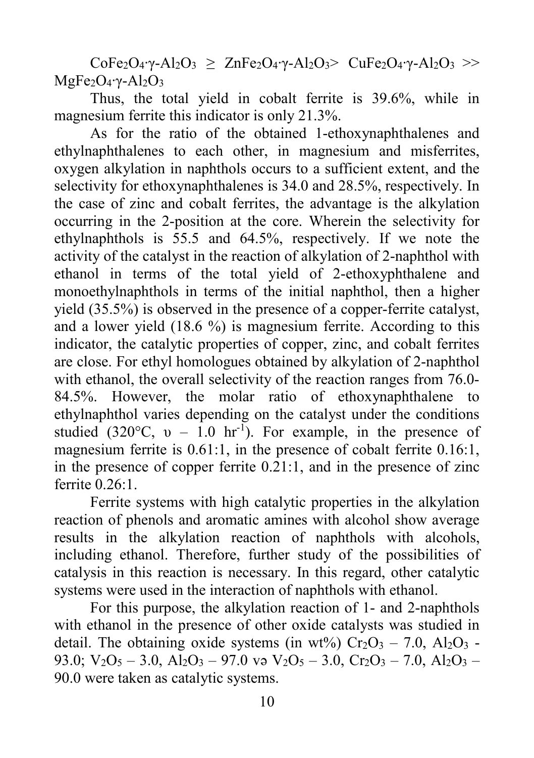$CoFe_2O_4 \cdot \gamma\text{-}Al_2O_3 \geq ZnFe_2O_4 \cdot \gamma\text{-}Al_2O_3 > CuFe_2O_4 \cdot \gamma\text{-}Al_2O_3 >> MgFe_2O_4 \cdot \gamma\text{-}Al_2O_3$

Thus, the total yield in cobalt ferrite is 39.6%, while in magnesium ferrite this indicator is only 21.3%.

As for the ratio of the obtained 1-ethoxynaphthalenes and ethylnaphthalenes to each other, in magnesium and misferrites, oxygen alkylation in naphthols occurs to a sufficient extent, and the selectivity for ethoxynaphthalenes is 34.0 and 28.5%, respectively. In the case of zinc and cobalt ferrites, the advantage is the alkylation occurring in the 2-position at the core. Wherein the selectivity for ethylnaphthols is 55.5 and 64.5%, respectively. If we note the activity of the catalyst in the reaction of alkylation of 2-naphthol with ethanol in terms of the total yield of 2-ethoxyphthalene and monoethylnaphthols in terms of the initial naphthol, then a higher yield (35.5%) is observed in the presence of a copper-ferrite catalyst, and a lower yield (18.6 %) is magnesium ferrite. According to this indicator, the catalytic properties of copper, zinc, and cobalt ferrites are close. For ethyl homologues obtained by alkylation of 2-naphthol with ethanol, the overall selectivity of the reaction ranges from 76.0-84.5%. However, the molar ratio of ethoxynaphthalene to ethylnaphthol varies depending on the catalyst under the conditions studied (320°C, $\upsilon$ – 1.0 $hr^{-1}$). For example, in the presence of magnesium ferrite is 0.61:1, in the presence of cobalt ferrite 0.16:1, in the presence of copper ferrite 0.21:1, and in the presence of zinc ferrite 0.26:1.

Ferrite systems with high catalytic properties in the alkylation reaction of phenols and aromatic amines with alcohol show average results in the alkylation reaction of naphthols with alcohols, including ethanol. Therefore, further study of the possibilities of catalysis in this reaction is necessary. In this regard, other catalytic systems were used in the interaction of naphthols with ethanol.

For this purpose, the alkylation reaction of 1- and 2-naphthols with ethanol in the presence of other oxide catalysts was studied in detail. The obtaining oxide systems (in wt%) $Cr_2O_3$ – 7.0, $Al_2O_3$ - 93.0; $V_2O_5$ – 3.0, $Al_2O_3$ – 97.0 və $V_2O_5$ – 3.0, $Cr_2O_3$ – 7.0, $Al_2O_3$ – 90.0 were taken as catalytic systems.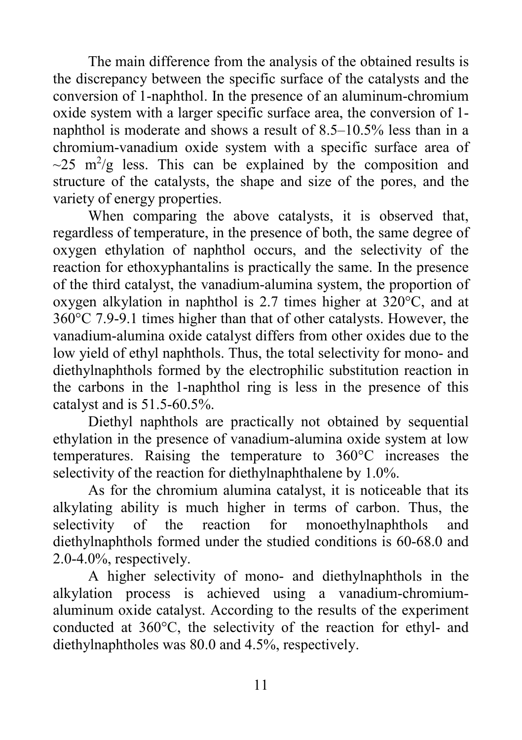The main difference from the analysis of the obtained results is the discrepancy between the specific surface of the catalysts and the conversion of 1-naphthol. In the presence of an aluminum-chromium oxide system with a larger specific surface area, the conversion of 1-naphthol is moderate and shows a result of 8.5–10.5% less than in a chromium-vanadium oxide system with a specific surface area of ~25 $m^2/g$ less. This can be explained by the composition and structure of the catalysts, the shape and size of the pores, and the variety of energy properties.

When comparing the above catalysts, it is observed that, regardless of temperature, in the presence of both, the same degree of oxygen ethylation of naphthol occurs, and the selectivity of the reaction for ethoxyphantalins is practically the same. In the presence of the third catalyst, the vanadium-alumina system, the proportion of oxygen alkylation in naphthol is 2.7 times higher at 320°C, and at 360°C 7.9-9.1 times higher than that of other catalysts. However, the vanadium-alumina oxide catalyst differs from other oxides due to the low yield of ethyl naphthols. Thus, the total selectivity for mono- and diethylnaphthols formed by the electrophilic substitution reaction in the carbons in the 1-naphthol ring is less in the presence of this catalyst and is 51.5-60.5%.

Diethyl naphthols are practically not obtained by sequential ethylation in the presence of vanadium-alumina oxide system at low temperatures. Raising the temperature to 360°C increases the selectivity of the reaction for diethylnaphthalene by 1.0%.

As for the chromium alumina catalyst, it is noticeable that its alkylating ability is much higher in terms of carbon. Thus, the selectivity of the reaction for monoethylnaphthols and diethylnaphthols formed under the studied conditions is 60-68.0 and 2.0-4.0%, respectively.

A higher selectivity of mono- and diethylnaphthols in the alkylation process is achieved using a vanadium-chromium-aluminum oxide catalyst. According to the results of the experiment conducted at 360°C, the selectivity of the reaction for ethyl- and diethylnaphtholes was 80.0 and 4.5%, respectively.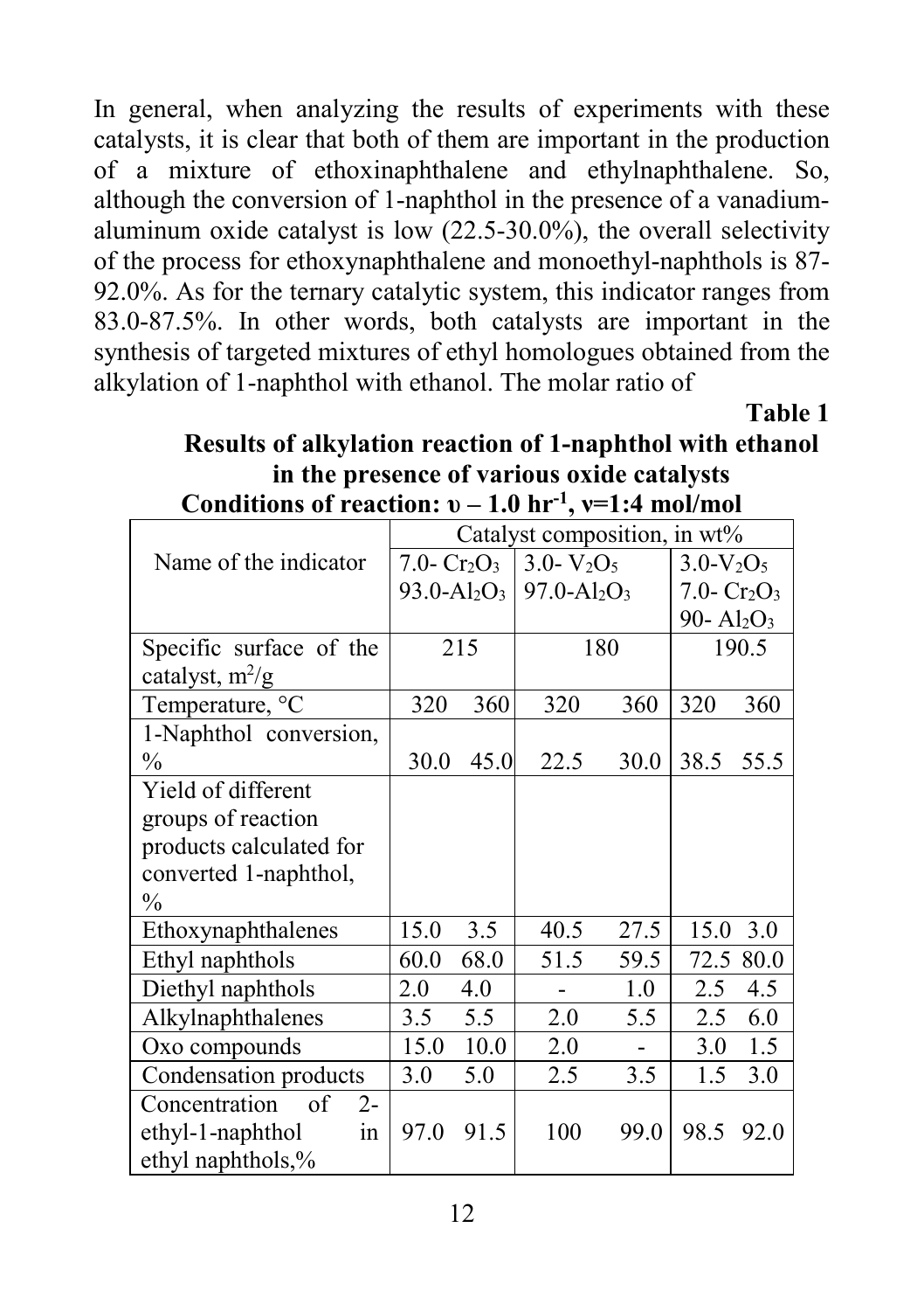In general, when analyzing the results of experiments with these catalysts, it is clear that both of them are important in the production of a mixture of ethoxinaphthalene and ethylnaphthalene. So, although the conversion of 1-naphthol in the presence of a vanadium-aluminum oxide catalyst is low (22.5-30.0%), the overall selectivity of the process for ethoxynaphthalene and monoethyl-naphthols is 87-92.0%. As for the ternary catalytic system, this indicator ranges from 83.0-87.5%. In other words, both catalysts are important in the synthesis of targeted mixtures of ethyl homologues obtained from the alkylation of 1-naphthol with ethanol. The molar ratio of

**Table 1**

**Results of alkylation reaction of 1-naphthol with ethanol in the presence of various oxide catalysts**

**Conditions of reaction: υ – 1.0 hr$^{-1}$, ν=1:4 mol/mol**

| Name of the indicator | Catalyst composition, in wt% | | | | | |
|---|---|---|---|---|---|---|
| | 7.0- $Cr_2O_3$ 93.0-$Al_2O_3$ | | 3.0- $V_2O_5$ 97.0-$Al_2O_3$ | | 3.0-$V_2O_5$ 7.0- $Cr_2O_3$ 90- $Al_2O_3$ | |
| Specific surface of the catalyst, m$^2$/g | 215 | | 180 | | 190.5 | |
| Temperature, °C | 320 | 360 | 320 | 360 | 320 | 360 |
| 1-Naphthol conversion, % | 30.0 | 45.0 | 22.5 | 30.0 | 38.5 | 55.5 |
| Yield of different groups of reaction products calculated for converted 1-naphthol, % | | | | | | |
| Ethoxynaphthalenes | 15.0 | 3.5 | 40.5 | 27.5 | 15.0 | 3.0 |
| Ethyl naphthols | 60.0 | 68.0 | 51.5 | 59.5 | 72.5 | 80.0 |
| Diethyl naphthols | 2.0 | 4.0 | - | 1.0 | 2.5 | 4.5 |
| Alkylnaphthalenes | 3.5 | 5.5 | 2.0 | 5.5 | 2.5 | 6.0 |
| Oxo compounds | 15.0 | 10.0 | 2.0 | - | 3.0 | 1.5 |
| Condensation products | 3.0 | 5.0 | 2.5 | 3.5 | 1.5 | 3.0 |
| Concentration of 2-ethyl-1-naphthol in ethyl naphthols,% | 97.0 | 91.5 | 100 | 99.0 | 98.5 | 92.0 |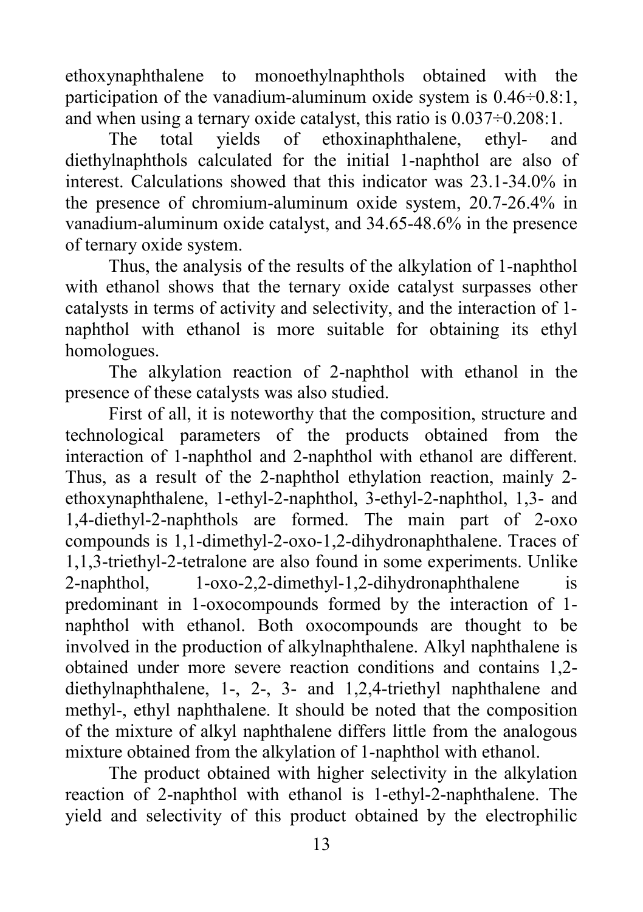ethoxynaphthalene to monoethylnaphthols obtained with the participation of the vanadium-aluminum oxide system is 0.46÷0.8:1, and when using a ternary oxide catalyst, this ratio is 0.037÷0.208:1.

The total yields of ethoxinaphthalene, ethyl- and diethylnaphthols calculated for the initial 1-naphthol are also of interest. Calculations showed that this indicator was 23.1-34.0% in the presence of chromium-aluminum oxide system, 20.7-26.4% in vanadium-aluminum oxide catalyst, and 34.65-48.6% in the presence of ternary oxide system.

Thus, the analysis of the results of the alkylation of 1-naphthol with ethanol shows that the ternary oxide catalyst surpasses other catalysts in terms of activity and selectivity, and the interaction of 1-naphthol with ethanol is more suitable for obtaining its ethyl homologues.

The alkylation reaction of 2-naphthol with ethanol in the presence of these catalysts was also studied.

First of all, it is noteworthy that the composition, structure and technological parameters of the products obtained from the interaction of 1-naphthol and 2-naphthol with ethanol are different. Thus, as a result of the 2-naphthol ethylation reaction, mainly 2-ethoxynaphthalene, 1-ethyl-2-naphthol, 3-ethyl-2-naphthol, 1,3- and 1,4-diethyl-2-naphthols are formed. The main part of 2-oxo compounds is 1,1-dimethyl-2-oxo-1,2-dihydronaphthalene. Traces of 1,1,3-triethyl-2-tetralone are also found in some experiments. Unlike 2-naphthol, 1-oxo-2,2-dimethyl-1,2-dihydronaphthalene is predominant in 1-oxocompounds formed by the interaction of 1-naphthol with ethanol. Both oxocompounds are thought to be involved in the production of alkylnaphthalene. Alkyl naphthalene is obtained under more severe reaction conditions and contains 1,2-diethylnaphthalene, 1-, 2-, 3- and 1,2,4-triethyl naphthalene and methyl-, ethyl naphthalene. It should be noted that the composition of the mixture of alkyl naphthalene differs little from the analogous mixture obtained from the alkylation of 1-naphthol with ethanol.

The product obtained with higher selectivity in the alkylation reaction of 2-naphthol with ethanol is 1-ethyl-2-naphthalene. The yield and selectivity of this product obtained by the electrophilic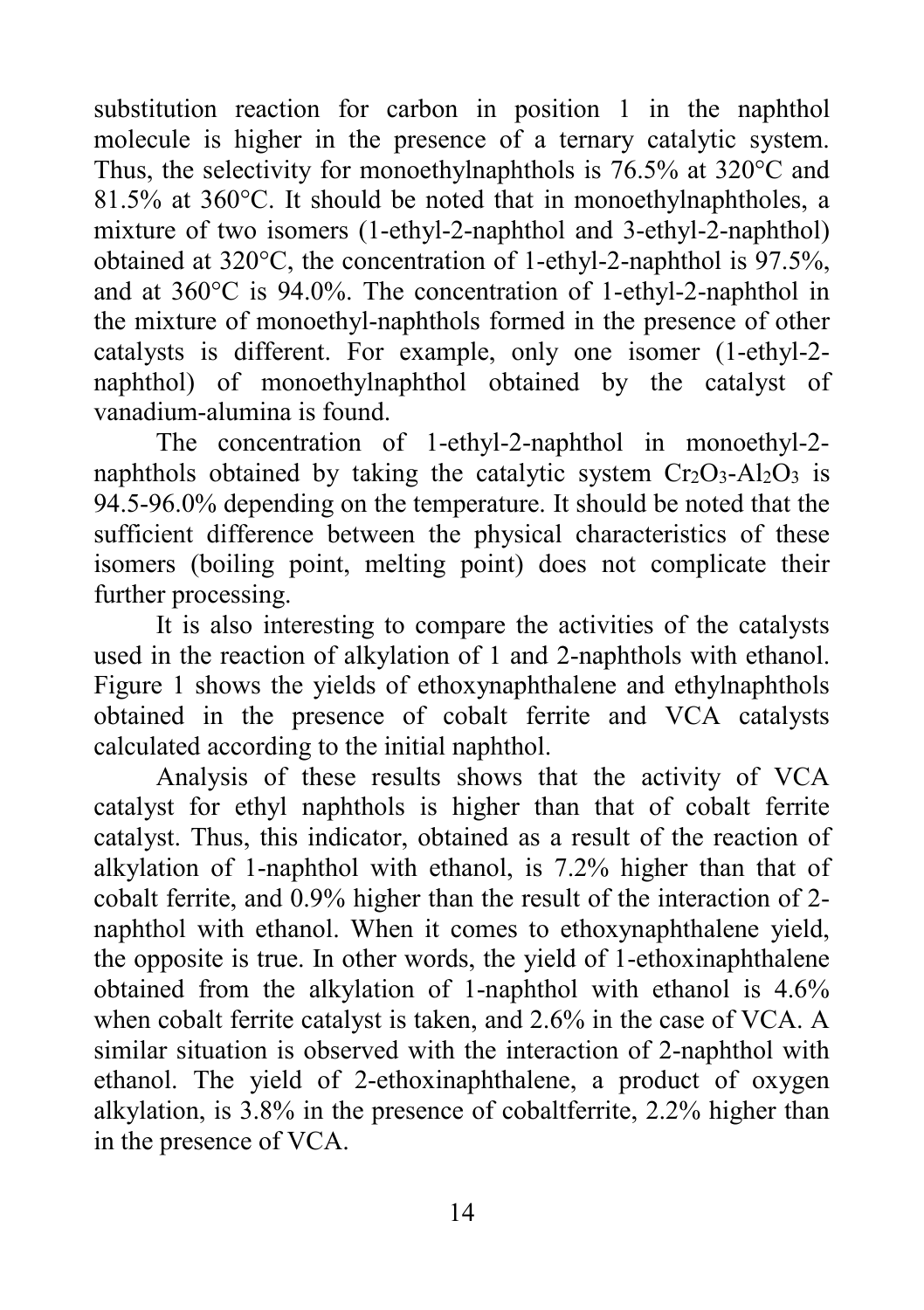substitution reaction for carbon in position 1 in the naphthol molecule is higher in the presence of a ternary catalytic system. Thus, the selectivity for monoethylnaphthols is 76.5% at 320°C and 81.5% at 360°C. It should be noted that in monoethylnaphtholes, a mixture of two isomers (1-ethyl-2-naphthol and 3-ethyl-2-naphthol) obtained at 320°C, the concentration of 1-ethyl-2-naphthol is 97.5%, and at 360°C is 94.0%. The concentration of 1-ethyl-2-naphthol in the mixture of monoethyl-naphthols formed in the presence of other catalysts is different. For example, only one isomer (1-ethyl-2-naphthol) of monoethylnaphthol obtained by the catalyst of vanadium-alumina is found.

The concentration of 1-ethyl-2-naphthol in monoethyl-2-naphthols obtained by taking the catalytic system $Cr_2O_3$-$Al_2O_3$ is 94.5-96.0% depending on the temperature. It should be noted that the sufficient difference between the physical characteristics of these isomers (boiling point, melting point) does not complicate their further processing.

It is also interesting to compare the activities of the catalysts used in the reaction of alkylation of 1 and 2-naphthols with ethanol. Figure 1 shows the yields of ethoxynaphthalene and ethylnaphthols obtained in the presence of cobalt ferrite and VCA catalysts calculated according to the initial naphthol.

Analysis of these results shows that the activity of VCA catalyst for ethyl naphthols is higher than that of cobalt ferrite catalyst. Thus, this indicator, obtained as a result of the reaction of alkylation of 1-naphthol with ethanol, is 7.2% higher than that of cobalt ferrite, and 0.9% higher than the result of the interaction of 2-naphthol with ethanol. When it comes to ethoxynaphthalene yield, the opposite is true. In other words, the yield of 1-ethoxinaphthalene obtained from the alkylation of 1-naphthol with ethanol is 4.6% when cobalt ferrite catalyst is taken, and 2.6% in the case of VCA. A similar situation is observed with the interaction of 2-naphthol with ethanol. The yield of 2-ethoxinaphthalene, a product of oxygen alkylation, is 3.8% in the presence of cobaltferrite, 2.2% higher than in the presence of VCA.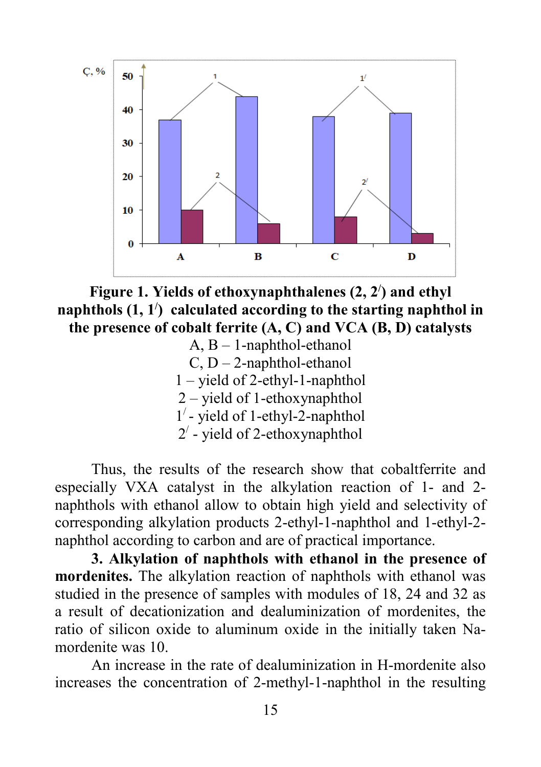**Figure 1. Yields of ethoxynaphthalenes (2, 2/) and ethyl naphthols (1, 1/) calculated according to the starting naphthol in the presence of cobalt ferrite (A, C) and VCA (B, D) catalysts**

A, B – 1-naphthol-ethanol

C, D – 2-naphthol-ethanol

1 – yield of 2-ethyl-1-naphthol

2 – yield of 1-ethoxynaphthol

1/ - yield of 1-ethyl-2-naphthol

2/ - yield of 2-ethoxynaphthol

Thus, the results of the research show that cobaltferrite and especially VXA catalyst in the alkylation reaction of 1- and 2-naphthols with ethanol allow to obtain high yield and selectivity of corresponding alkylation products 2-ethyl-1-naphthol and 1-ethyl-2-naphthol according to carbon and are of practical importance.

**3. Alkylation of naphthols with ethanol in the presence of mordenites.** The alkylation reaction of naphthols with ethanol was studied in the presence of samples with modules of 18, 24 and 32 as a result of decationization and dealuminization of mordenites, the ratio of silicon oxide to aluminum oxide in the initially taken Na-mordenite was 10.

An increase in the rate of dealuminization in H-mordenite also increases the concentration of 2-methyl-1-naphthol in the resulting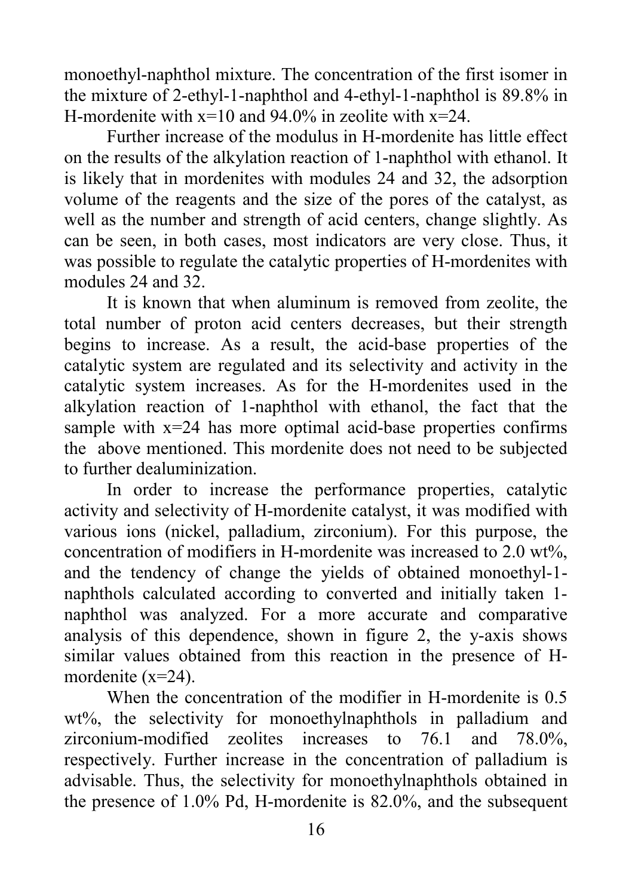monoethyl-naphthol mixture. The concentration of the first isomer in the mixture of 2-ethyl-1-naphthol and 4-ethyl-1-naphthol is 89.8% in H-mordenite with x=10 and 94.0% in zeolite with x=24.

Further increase of the modulus in H-mordenite has little effect on the results of the alkylation reaction of 1-naphthol with ethanol. It is likely that in mordenites with modules 24 and 32, the adsorption volume of the reagents and the size of the pores of the catalyst, as well as the number and strength of acid centers, change slightly. As can be seen, in both cases, most indicators are very close. Thus, it was possible to regulate the catalytic properties of H-mordenites with modules 24 and 32.

It is known that when aluminum is removed from zeolite, the total number of proton acid centers decreases, but their strength begins to increase. As a result, the acid-base properties of the catalytic system are regulated and its selectivity and activity in the catalytic system increases. As for the H-mordenites used in the alkylation reaction of 1-naphthol with ethanol, the fact that the sample with x=24 has more optimal acid-base properties confirms the above mentioned. This mordenite does not need to be subjected to further dealuminization.

In order to increase the performance properties, catalytic activity and selectivity of H-mordenite catalyst, it was modified with various ions (nickel, palladium, zirconium). For this purpose, the concentration of modifiers in H-mordenite was increased to 2.0 wt%, and the tendency of change the yields of obtained monoethyl-1-naphthols calculated according to converted and initially taken 1-naphthol was analyzed. For a more accurate and comparative analysis of this dependence, shown in figure 2, the y-axis shows similar values obtained from this reaction in the presence of H-mordenite (x=24).

When the concentration of the modifier in H-mordenite is 0.5 wt%, the selectivity for monoethylnaphthols in palladium and zirconium-modified zeolites increases to 76.1 and 78.0%, respectively. Further increase in the concentration of palladium is advisable. Thus, the selectivity for monoethylnaphthols obtained in the presence of 1.0% Pd, H-mordenite is 82.0%, and the subsequent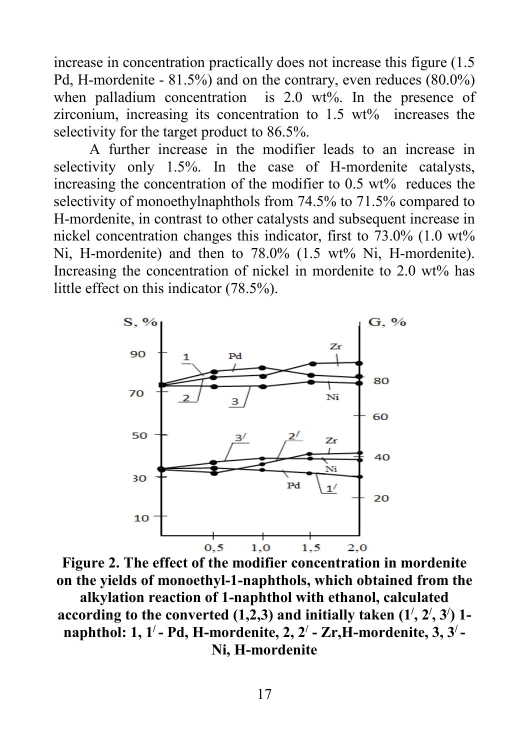increase in concentration practically does not increase this figure (1.5 Pd, H-mordenite - 81.5%) and on the contrary, even reduces (80.0%) when palladium concentration is 2.0 wt%. In the presence of zirconium, increasing its concentration to 1.5 wt% increases the selectivity for the target product to 86.5%.

A further increase in the modifier leads to an increase in selectivity only 1.5%. In the case of H-mordenite catalysts, increasing the concentration of the modifier to 0.5 wt% reduces the selectivity of monoethylnaphthols from 74.5% to 71.5% compared to H-mordenite, in contrast to other catalysts and subsequent increase in nickel concentration changes this indicator, first to 73.0% (1.0 wt% Ni, H-mordenite) and then to 78.0% (1.5 wt% Ni, H-mordenite). Increasing the concentration of nickel in mordenite to 2.0 wt% has little effect on this indicator (78.5%).

**Figure 2. The effect of the modifier concentration in mordenite on the yields of monoethyl-1-naphthols, which obtained from the alkylation reaction of 1-naphthol with ethanol, calculated according to the converted (1,2,3) and initially taken (1/, 2/, 3/) 1-naphthol: 1, 1/ - Pd, H-mordenite, 2, 2/ - Zr,H-mordenite, 3, 3/ - Ni, H-mordenite**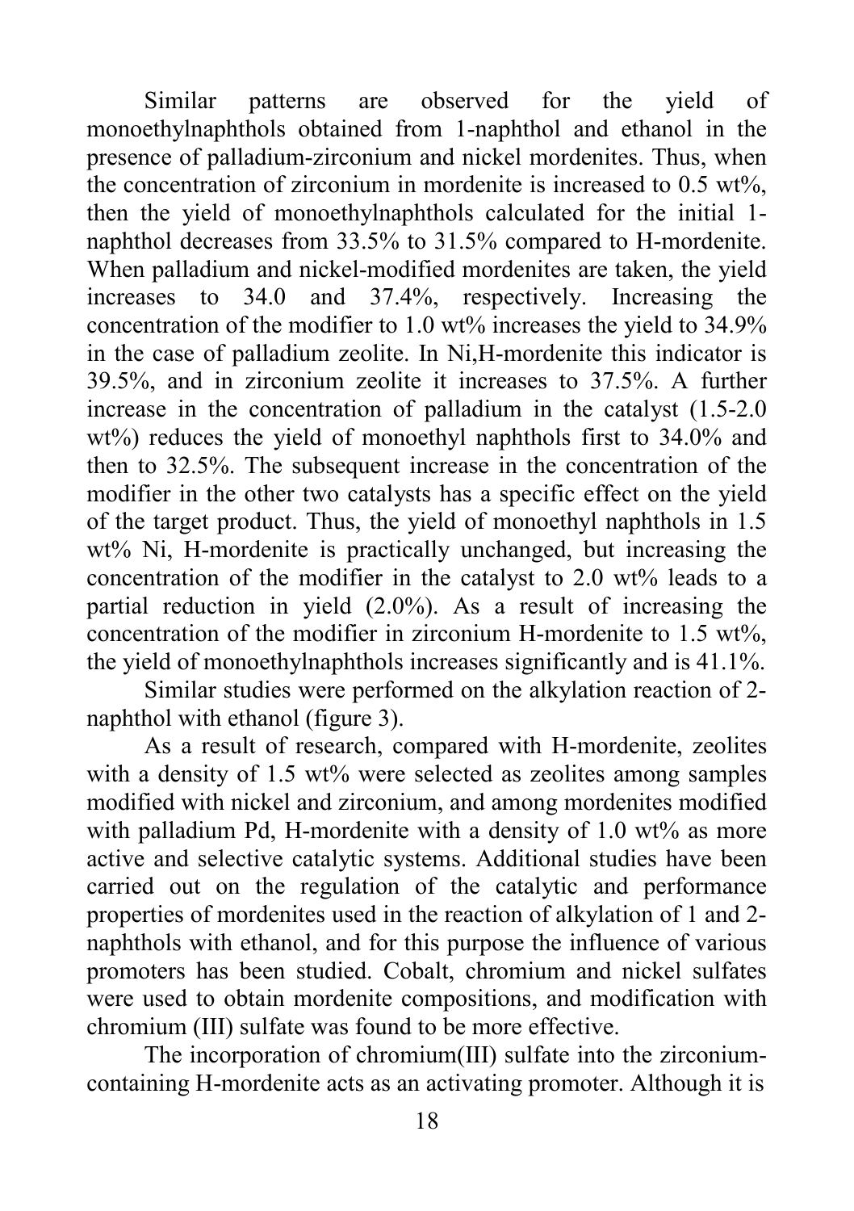Similar patterns are observed for the yield of monoethylnaphthols obtained from 1-naphthol and ethanol in the presence of palladium-zirconium and nickel mordenites. Thus, when the concentration of zirconium in mordenite is increased to 0.5 wt%, then the yield of monoethylnaphthols calculated for the initial 1-naphthol decreases from 33.5% to 31.5% compared to H-mordenite. When palladium and nickel-modified mordenites are taken, the yield increases to 34.0 and 37.4%, respectively. Increasing the concentration of the modifier to 1.0 wt% increases the yield to 34.9% in the case of palladium zeolite. In Ni,H-mordenite this indicator is 39.5%, and in zirconium zeolite it increases to 37.5%. A further increase in the concentration of palladium in the catalyst (1.5-2.0 wt%) reduces the yield of monoethyl naphthols first to 34.0% and then to 32.5%. The subsequent increase in the concentration of the modifier in the other two catalysts has a specific effect on the yield of the target product. Thus, the yield of monoethyl naphthols in 1.5 wt% Ni, H-mordenite is practically unchanged, but increasing the concentration of the modifier in the catalyst to 2.0 wt% leads to a partial reduction in yield (2.0%). As a result of increasing the concentration of the modifier in zirconium H-mordenite to 1.5 wt%, the yield of monoethylnaphthols increases significantly and is 41.1%.

Similar studies were performed on the alkylation reaction of 2-naphthol with ethanol (figure 3).

As a result of research, compared with H-mordenite, zeolites with a density of 1.5 wt% were selected as zeolites among samples modified with nickel and zirconium, and among mordenites modified with palladium Pd, H-mordenite with a density of 1.0 wt% as more active and selective catalytic systems. Additional studies have been carried out on the regulation of the catalytic and performance properties of mordenites used in the reaction of alkylation of 1 and 2-naphthols with ethanol, and for this purpose the influence of various promoters has been studied. Cobalt, chromium and nickel sulfates were used to obtain mordenite compositions, and modification with chromium (III) sulfate was found to be more effective.

The incorporation of chromium(III) sulfate into the zirconium-containing H-mordenite acts as an activating promoter. Although it is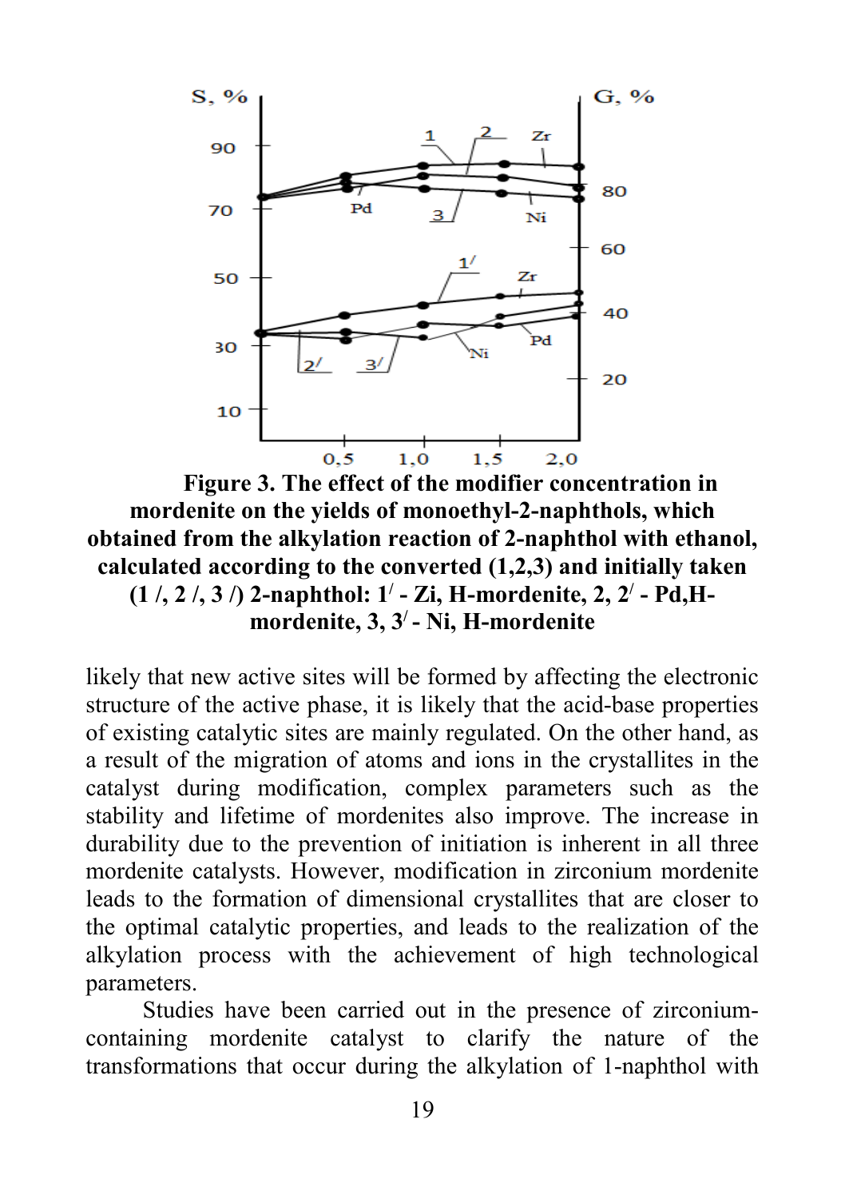**Figure 3. The effect of the modifier concentration in mordenite on the yields of monoethyl-2-naphthols, which obtained from the alkylation reaction of 2-naphthol with ethanol, calculated according to the converted (1,2,3) and initially taken (1 /, 2 /, 3 /) 2-naphthol: 1/ - Zi, H-mordenite, 2, 2/ - Pd,H-mordenite, 3, 3/ - Ni, H-mordenite**

likely that new active sites will be formed by affecting the electronic structure of the active phase, it is likely that the acid-base properties of existing catalytic sites are mainly regulated. On the other hand, as a result of the migration of atoms and ions in the crystallites in the catalyst during modification, complex parameters such as the stability and lifetime of mordenites also improve. The increase in durability due to the prevention of initiation is inherent in all three mordenite catalysts. However, modification in zirconium mordenite leads to the formation of dimensional crystallites that are closer to the optimal catalytic properties, and leads to the realization of the alkylation process with the achievement of high technological parameters.

Studies have been carried out in the presence of zirconium-containing mordenite catalyst to clarify the nature of the transformations that occur during the alkylation of 1-naphthol with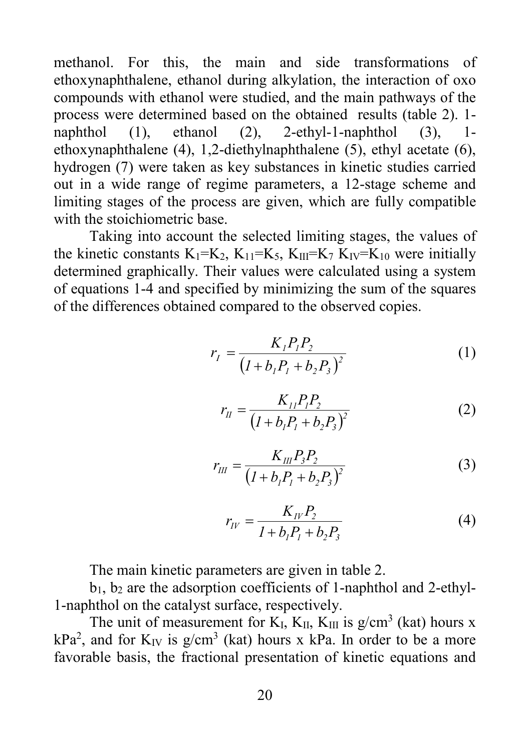methanol. For this, the main and side transformations of ethoxynaphthalene, ethanol during alkylation, the interaction of oxo compounds with ethanol were studied, and the main pathways of the process were determined based on the obtained results (table 2). 1-naphthol (1), ethanol (2), 2-ethyl-1-naphthol (3), 1-ethoxynaphthalene (4), 1,2-diethylnaphthalene (5), ethyl acetate (6), hydrogen (7) were taken as key substances in kinetic studies carried out in a wide range of regime parameters, a 12-stage scheme and limiting stages of the process are given, which are fully compatible with the stoichiometric base.

Taking into account the selected limiting stages, the values of the kinetic constants $K_1=K_2$, $K_{11}=K_5$, $K_{III}=K_7$ $K_{IV}=K_{10}$ were initially determined graphically. Their values were calculated using a system of equations 1-4 and specified by minimizing the sum of the squares of the differences obtained compared to the observed copies.

$$r_I = \frac{K_I P_1 P_2}{\left(1 + b_1 P_1 + b_2 P_3\right)^2} \qquad (1)$$

$$r_{II} = \frac{K_{II} P_1 P_2}{\left(1 + b_1 P_1 + b_2 P_3\right)^2} \qquad (2)$$

$$r_{III} = \frac{K_{III} P_3 P_2}{\left(1 + b_1 P_1 + b_2 P_3\right)^2} \qquad (3)$$

$$r_{IV} = \frac{K_{IV} P_2}{1 + b_1 P_1 + b_2 P_3} \qquad (4)$$

The main kinetic parameters are given in table 2.

$b_1$, $b_2$ are the adsorption coefficients of 1-naphthol and 2-ethyl-1-naphthol on the catalyst surface, respectively.

The unit of measurement for $K_I$, $K_{II}$, $K_{III}$ is g/cm$^3$ (kat) hours x kPa$^2$, and for $K_{IV}$ is g/cm$^3$ (kat) hours x kPa. In order to be a more favorable basis, the fractional presentation of kinetic equations and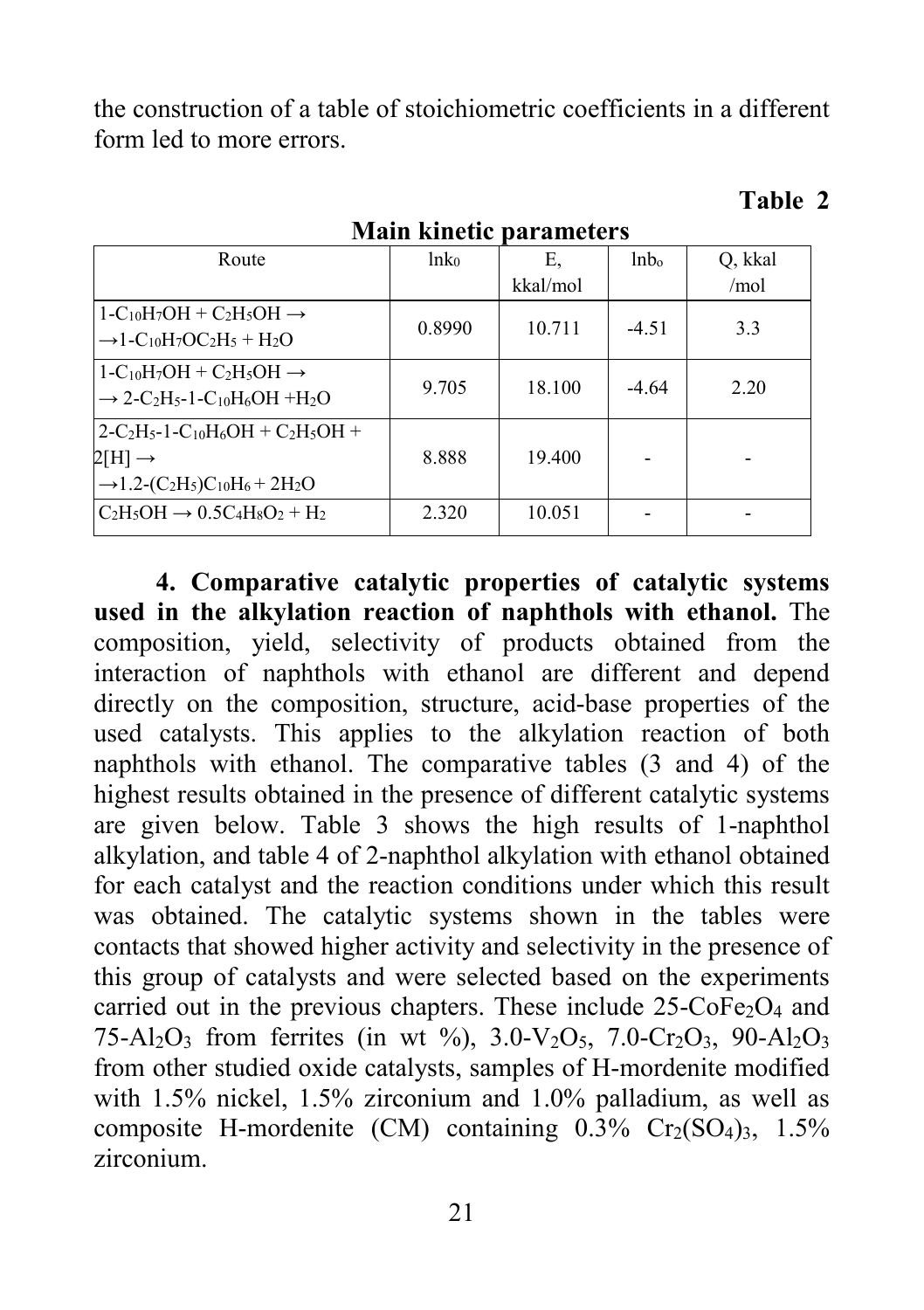the construction of a table of stoichiometric coefficients in a different form led to more errors.

**Table 2**

**Main kinetic parameters**

| Route | $\ln k_0$ | E, kkal/mol | $\ln b_o$ | Q, kkal /mol |
|---|---|---|---|---|
| $1\text{-}C_{10}H_7OH + C_2H_5OH \rightarrow$ $\rightarrow 1\text{-}C_{10}H_7OC_2H_5 + H_2O$ | 0.8990 | 10.711 | -4.51 | 3.3 |
| $1\text{-}C_{10}H_7OH + C_2H_5OH \rightarrow$ $\rightarrow 2\text{-}C_2H_5\text{-}1\text{-}C_{10}H_6OH + H_2O$ | 9.705 | 18.100 | -4.64 | 2.20 |
| $2\text{-}C_2H_5\text{-}1\text{-}C_{10}H_6OH + C_2H_5OH +$ $2[H] \rightarrow$ $\rightarrow 1.2\text{-}(C_2H_5)C_{10}H_6 + 2H_2O$ | 8.888 | 19.400 | - | - |
| $C_2H_5OH \rightarrow 0.5C_4H_8O_2 + H_2$ | 2.320 | 10.051 | - | - |

**4. Comparative catalytic properties of catalytic systems used in the alkylation reaction of naphthols with ethanol.** The composition, yield, selectivity of products obtained from the interaction of naphthols with ethanol are different and depend directly on the composition, structure, acid-base properties of the used catalysts. This applies to the alkylation reaction of both naphthols with ethanol. The comparative tables (3 and 4) of the highest results obtained in the presence of different catalytic systems are given below. Table 3 shows the high results of 1-naphthol alkylation, and table 4 of 2-naphthol alkylation with ethanol obtained for each catalyst and the reaction conditions under which this result was obtained. The catalytic systems shown in the tables were contacts that showed higher activity and selectivity in the presence of this group of catalysts and were selected based on the experiments carried out in the previous chapters. These include 25-$CoFe_2O_4$ and 75-$Al_2O_3$ from ferrites (in wt %), 3.0-$V_2O_5$, 7.0-$Cr_2O_3$, 90-$Al_2O_3$ from other studied oxide catalysts, samples of H-mordenite modified with 1.5% nickel, 1.5% zirconium and 1.0% palladium, as well as composite H-mordenite (CM) containing 0.3% $Cr_2(SO_4)_3$, 1.5% zirconium.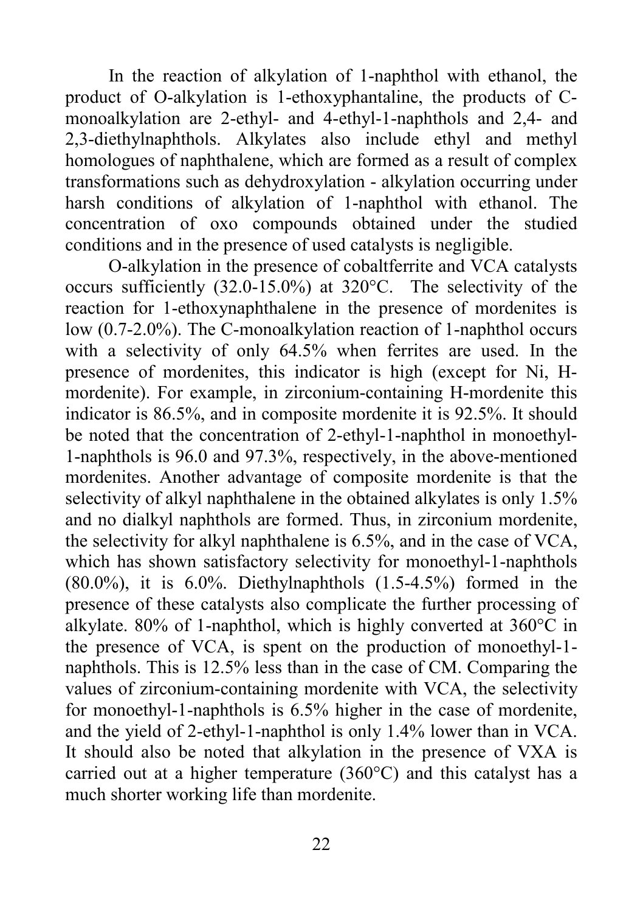In the reaction of alkylation of 1-naphthol with ethanol, the product of O-alkylation is 1-ethoxyphantaline, the products of C-monoalkylation are 2-ethyl- and 4-ethyl-1-naphthols and 2,4- and 2,3-diethylnaphthols. Alkylates also include ethyl and methyl homologues of naphthalene, which are formed as a result of complex transformations such as dehydroxylation - alkylation occurring under harsh conditions of alkylation of 1-naphthol with ethanol. The concentration of oxo compounds obtained under the studied conditions and in the presence of used catalysts is negligible.

O-alkylation in the presence of cobaltferrite and VCA catalysts occurs sufficiently (32.0-15.0%) at 320°C. The selectivity of the reaction for 1-ethoxynaphthalene in the presence of mordenites is low (0.7-2.0%). The C-monoalkylation reaction of 1-naphthol occurs with a selectivity of only 64.5% when ferrites are used. In the presence of mordenites, this indicator is high (except for Ni, H-mordenite). For example, in zirconium-containing H-mordenite this indicator is 86.5%, and in composite mordenite it is 92.5%. It should be noted that the concentration of 2-ethyl-1-naphthol in monoethyl-1-naphthols is 96.0 and 97.3%, respectively, in the above-mentioned mordenites. Another advantage of composite mordenite is that the selectivity of alkyl naphthalene in the obtained alkylates is only 1.5% and no dialkyl naphthols are formed. Thus, in zirconium mordenite, the selectivity for alkyl naphthalene is 6.5%, and in the case of VCA, which has shown satisfactory selectivity for monoethyl-1-naphthols (80.0%), it is 6.0%. Diethylnaphthols (1.5-4.5%) formed in the presence of these catalysts also complicate the further processing of alkylate. 80% of 1-naphthol, which is highly converted at 360°C in the presence of VCA, is spent on the production of monoethyl-1-naphthols. This is 12.5% less than in the case of CM. Comparing the values of zirconium-containing mordenite with VCA, the selectivity for monoethyl-1-naphthols is 6.5% higher in the case of mordenite, and the yield of 2-ethyl-1-naphthol is only 1.4% lower than in VCA. It should also be noted that alkylation in the presence of VXA is carried out at a higher temperature (360°C) and this catalyst has a much shorter working life than mordenite.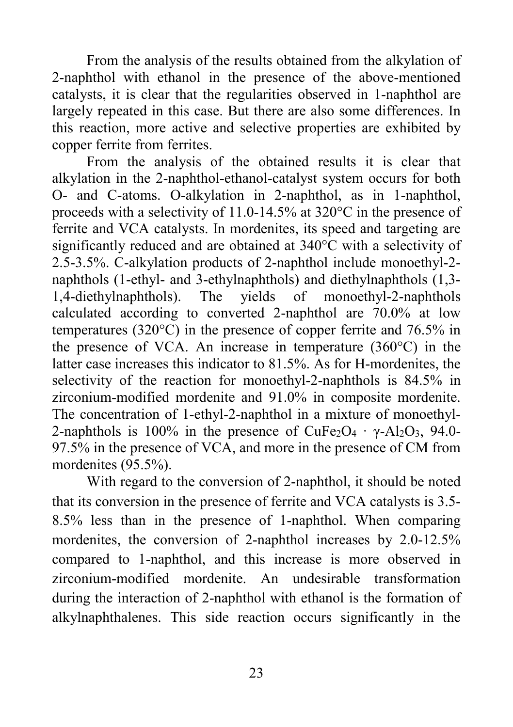From the analysis of the results obtained from the alkylation of 2-naphthol with ethanol in the presence of the above-mentioned catalysts, it is clear that the regularities observed in 1-naphthol are largely repeated in this case. But there are also some differences. In this reaction, more active and selective properties are exhibited by copper ferrite from ferrites.

From the analysis of the obtained results it is clear that alkylation in the 2-naphthol-ethanol-catalyst system occurs for both O- and C-atoms. O-alkylation in 2-naphthol, as in 1-naphthol, proceeds with a selectivity of 11.0-14.5% at 320°C in the presence of ferrite and VCA catalysts. In mordenites, its speed and targeting are significantly reduced and are obtained at 340°C with a selectivity of 2.5-3.5%. C-alkylation products of 2-naphthol include monoethyl-2-naphthols (1-ethyl- and 3-ethylnaphthols) and diethylnaphthols (1,3-1,4-diethylnaphthols). The yields of monoethyl-2-naphthols calculated according to converted 2-naphthol are 70.0% at low temperatures (320°C) in the presence of copper ferrite and 76.5% in the presence of VCA. An increase in temperature (360°C) in the latter case increases this indicator to 81.5%. As for H-mordenites, the selectivity of the reaction for monoethyl-2-naphthols is 84.5% in zirconium-modified mordenite and 91.0% in composite mordenite. The concentration of 1-ethyl-2-naphthol in a mixture of monoethyl-2-naphthols is 100% in the presence of $CuFe_2O_4 \cdot \gamma\text{-}Al_2O_3$, 94.0-97.5% in the presence of VCA, and more in the presence of CM from mordenites (95.5%).

With regard to the conversion of 2-naphthol, it should be noted that its conversion in the presence of ferrite and VCA catalysts is 3.5-8.5% less than in the presence of 1-naphthol. When comparing mordenites, the conversion of 2-naphthol increases by 2.0-12.5% compared to 1-naphthol, and this increase is more observed in zirconium-modified mordenite. An undesirable transformation during the interaction of 2-naphthol with ethanol is the formation of alkylnaphthalenes. This side reaction occurs significantly in the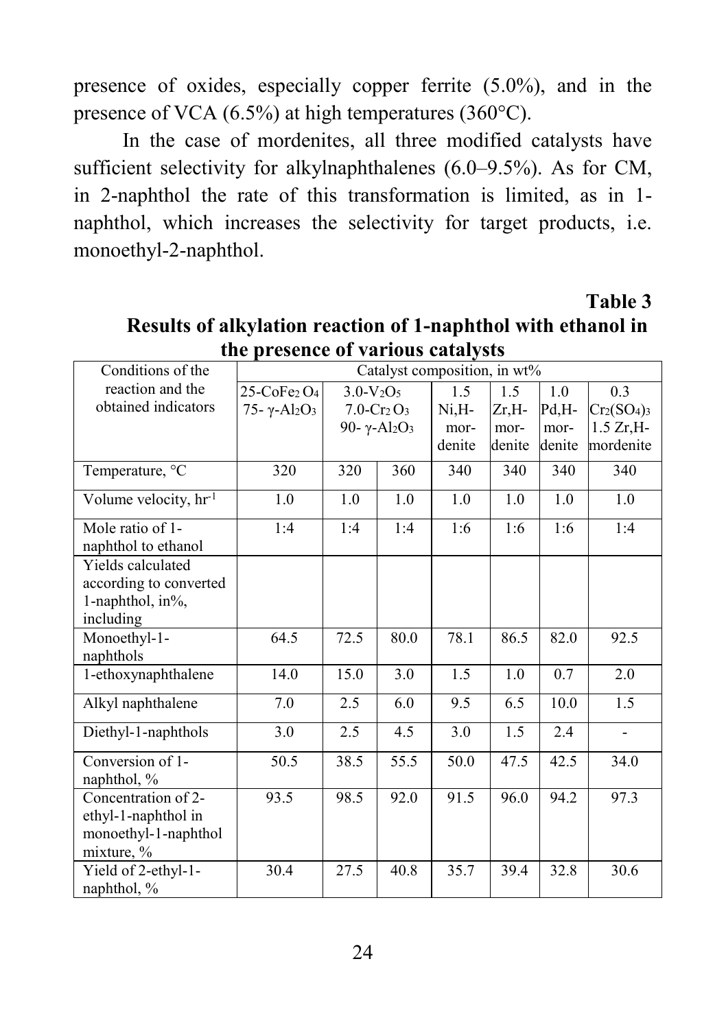presence of oxides, especially copper ferrite (5.0%), and in the presence of VCA (6.5%) at high temperatures (360°C).

In the case of mordenites, all three modified catalysts have sufficient selectivity for alkylnaphthalenes (6.0–9.5%). As for CM, in 2-naphthol the rate of this transformation is limited, as in 1-naphthol, which increases the selectivity for target products, i.e. monoethyl-2-naphthol.

**Table 3**

**Results of alkylation reaction of 1-naphthol with ethanol in the presence of various catalysts**

| Conditions of the reaction and the obtained indicators | Catalyst composition, in wt% | | | | | | |
|---|---|---|---|---|---|---|---|
| | 25-$CoFe_2O_4$ 75- $\gamma$-$Al_2O_3$ | 3.0-$V_2O_5$ 7.0-$Cr_2O_3$ 90- $\gamma$-$Al_2O_3$ | | 1.5 Ni,H-mordenite | 1.5 Zr,H-mordenite | 1.0 Pd,H-mordenite | 0.3 $Cr_2(SO_4)_3$ 1.5 Zr,H-mordenite |
| Temperature, °C | 320 | 320 | 360 | 340 | 340 | 340 | 340 |
| Volume velocity, $hr^{-1}$ | 1.0 | 1.0 | 1.0 | 1.0 | 1.0 | 1.0 | 1.0 |
| Mole ratio of 1-naphthol to ethanol | 1:4 | 1:4 | 1:4 | 1:6 | 1:6 | 1:6 | 1:4 |
| Yields calculated according to converted 1-naphthol, in%, including | | | | | | | |
| Monoethyl-1-naphthols | 64.5 | 72.5 | 80.0 | 78.1 | 86.5 | 82.0 | 92.5 |
| 1-ethoxynaphthalene | 14.0 | 15.0 | 3.0 | 1.5 | 1.0 | 0.7 | 2.0 |
| Alkyl naphthalene | 7.0 | 2.5 | 6.0 | 9.5 | 6.5 | 10.0 | 1.5 |
| Diethyl-1-naphthols | 3.0 | 2.5 | 4.5 | 3.0 | 1.5 | 2.4 | - |
| Conversion of 1-naphthol, % | 50.5 | 38.5 | 55.5 | 50.0 | 47.5 | 42.5 | 34.0 |
| Concentration of 2-ethyl-1-naphthol in monoethyl-1-naphthol mixture, % | 93.5 | 98.5 | 92.0 | 91.5 | 96.0 | 94.2 | 97.3 |
| Yield of 2-ethyl-1-naphthol, % | 30.4 | 27.5 | 40.8 | 35.7 | 39.4 | 32.8 | 30.6 |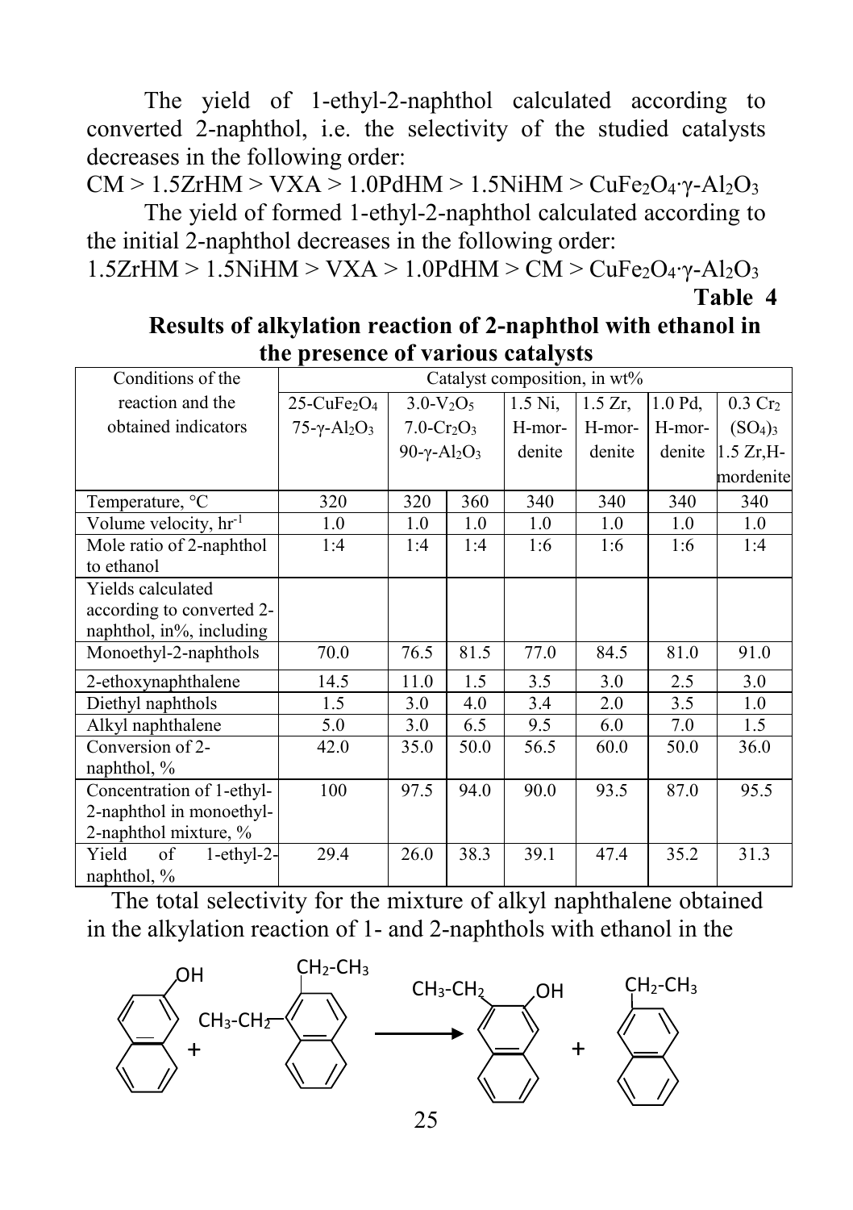The yield of 1-ethyl-2-naphthol calculated according to converted 2-naphthol, i.e. the selectivity of the studied catalysts decreases in the following order:

CM > 1.5ZrHM > VXA > 1.0PdHM > 1.5NiHM > $CuFe_2O_4 \cdot \gamma\text{-}Al_2O_3$

The yield of formed 1-ethyl-2-naphthol calculated according to the initial 2-naphthol decreases in the following order:

1.5ZrHM > 1.5NiHM > VXA > 1.0PdHM > CM > $CuFe_2O_4 \cdot \gamma\text{-}Al_2O_3$

**Table 4**

**Results of alkylation reaction of 2-naphthol with ethanol in the presence of various catalysts**

| Conditions of the reaction and the obtained indicators | Catalyst composition, in wt% | | | | | | |
|---|---|---|---|---|---|---|---|
| | 25-$CuFe_2O_4$ 75-$\gamma$-$Al_2O_3$ | 3.0-$V_2O_5$ 7.0-$Cr_2O_3$ 90-$\gamma$-$Al_2O_3$ | | 1.5 Ni, H-mordenite | 1.5 Zr, H-mordenite | 1.0 Pd, H-mordenite | 0.3 $Cr_2(SO_4)_3$ 1.5 Zr,H-mordenite |
| Temperature, °C | 320 | 320 | 360 | 340 | 340 | 340 | 340 |
| Volume velocity, $hr^{-1}$ | 1.0 | 1.0 | 1.0 | 1.0 | 1.0 | 1.0 | 1.0 |
| Mole ratio of 2-naphthol to ethanol | 1:4 | 1:4 | 1:4 | 1:6 | 1:6 | 1:6 | 1:4 |
| Yields calculated according to converted 2-naphthol, in%, including | | | | | | | |
| Monoethyl-2-naphthols | 70.0 | 76.5 | 81.5 | 77.0 | 84.5 | 81.0 | 91.0 |
| 2-ethoxynaphthalene | 14.5 | 11.0 | 1.5 | 3.5 | 3.0 | 2.5 | 3.0 |
| Diethyl naphthols | 1.5 | 3.0 | 4.0 | 3.4 | 2.0 | 3.5 | 1.0 |
| Alkyl naphthalene | 5.0 | 3.0 | 6.5 | 9.5 | 6.0 | 7.0 | 1.5 |
| Conversion of 2-naphthol, % | 42.0 | 35.0 | 50.0 | 56.5 | 60.0 | 50.0 | 36.0 |
| Concentration of 1-ethyl-2-naphthol in monoethyl-2-naphthol mixture, % | 100 | 97.5 | 94.0 | 90.0 | 93.5 | 87.0 | 95.5 |
| Yield of 1-ethyl-2-naphthol, % | 29.4 | 26.0 | 38.3 | 39.1 | 47.4 | 35.2 | 31.3 |

The total selectivity for the mixture of alkyl naphthalene obtained in the alkylation reaction of 1- and 2-naphthols with ethanol in the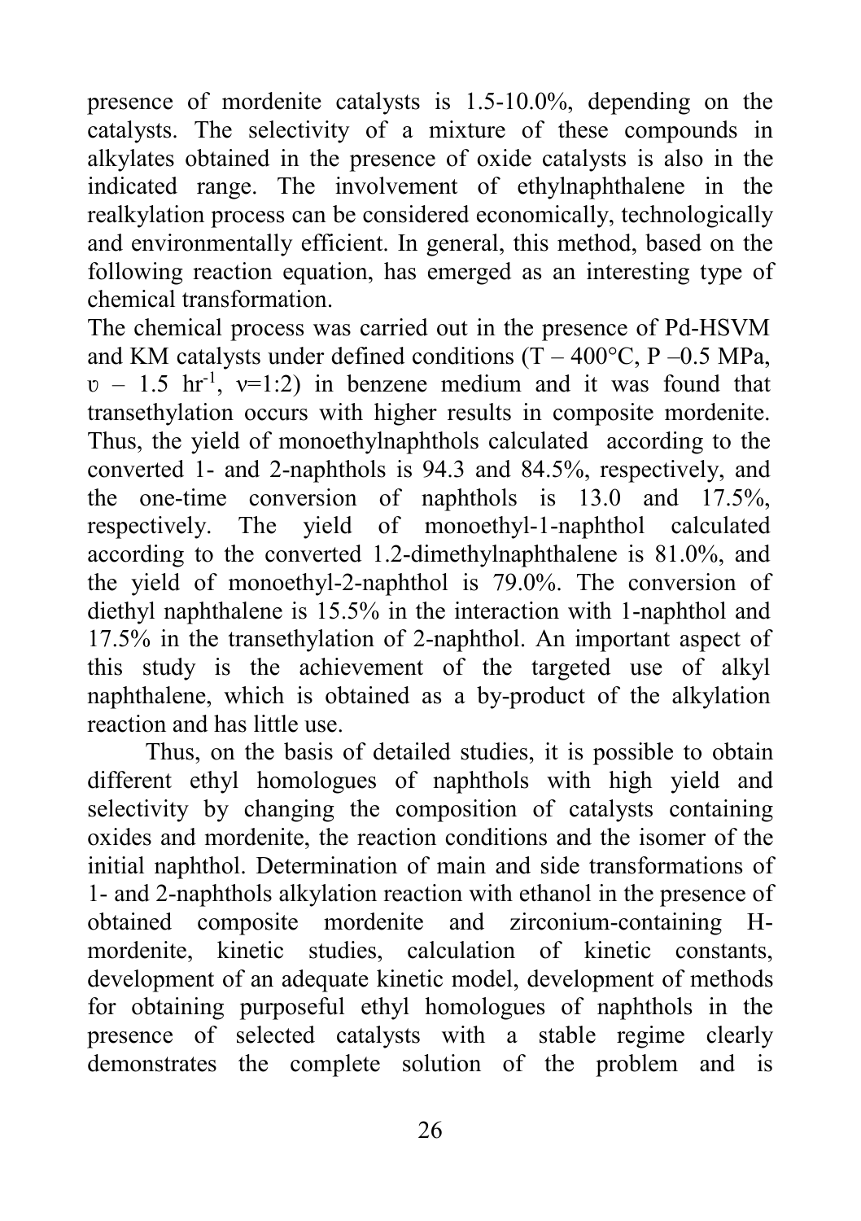presence of mordenite catalysts is 1.5-10.0%, depending on the catalysts. The selectivity of a mixture of these compounds in alkylates obtained in the presence of oxide catalysts is also in the indicated range. The involvement of ethylnaphthalene in the realkylation process can be considered economically, technologically and environmentally efficient. In general, this method, based on the following reaction equation, has emerged as an interesting type of chemical transformation.

The chemical process was carried out in the presence of Pd-HSVM and KM catalysts under defined conditions (T – 400°C, P –0.5 MPa, $\upsilon$ – 1.5 hr$^{-1}$, $\nu$=1:2) in benzene medium and it was found that transethylation occurs with higher results in composite mordenite. Thus, the yield of monoethylnaphthols calculated according to the converted 1- and 2-naphthols is 94.3 and 84.5%, respectively, and the one-time conversion of naphthols is 13.0 and 17.5%, respectively. The yield of monoethyl-1-naphthol calculated according to the converted 1.2-dimethylnaphthalene is 81.0%, and the yield of monoethyl-2-naphthol is 79.0%. The conversion of diethyl naphthalene is 15.5% in the interaction with 1-naphthol and 17.5% in the transethylation of 2-naphthol. An important aspect of this study is the achievement of the targeted use of alkyl naphthalene, which is obtained as a by-product of the alkylation reaction and has little use.

Thus, on the basis of detailed studies, it is possible to obtain different ethyl homologues of naphthols with high yield and selectivity by changing the composition of catalysts containing oxides and mordenite, the reaction conditions and the isomer of the initial naphthol. Determination of main and side transformations of 1- and 2-naphthols alkylation reaction with ethanol in the presence of obtained composite mordenite and zirconium-containing H-mordenite, kinetic studies, calculation of kinetic constants, development of an adequate kinetic model, development of methods for obtaining purposeful ethyl homologues of naphthols in the presence of selected catalysts with a stable regime clearly demonstrates the complete solution of the problem and is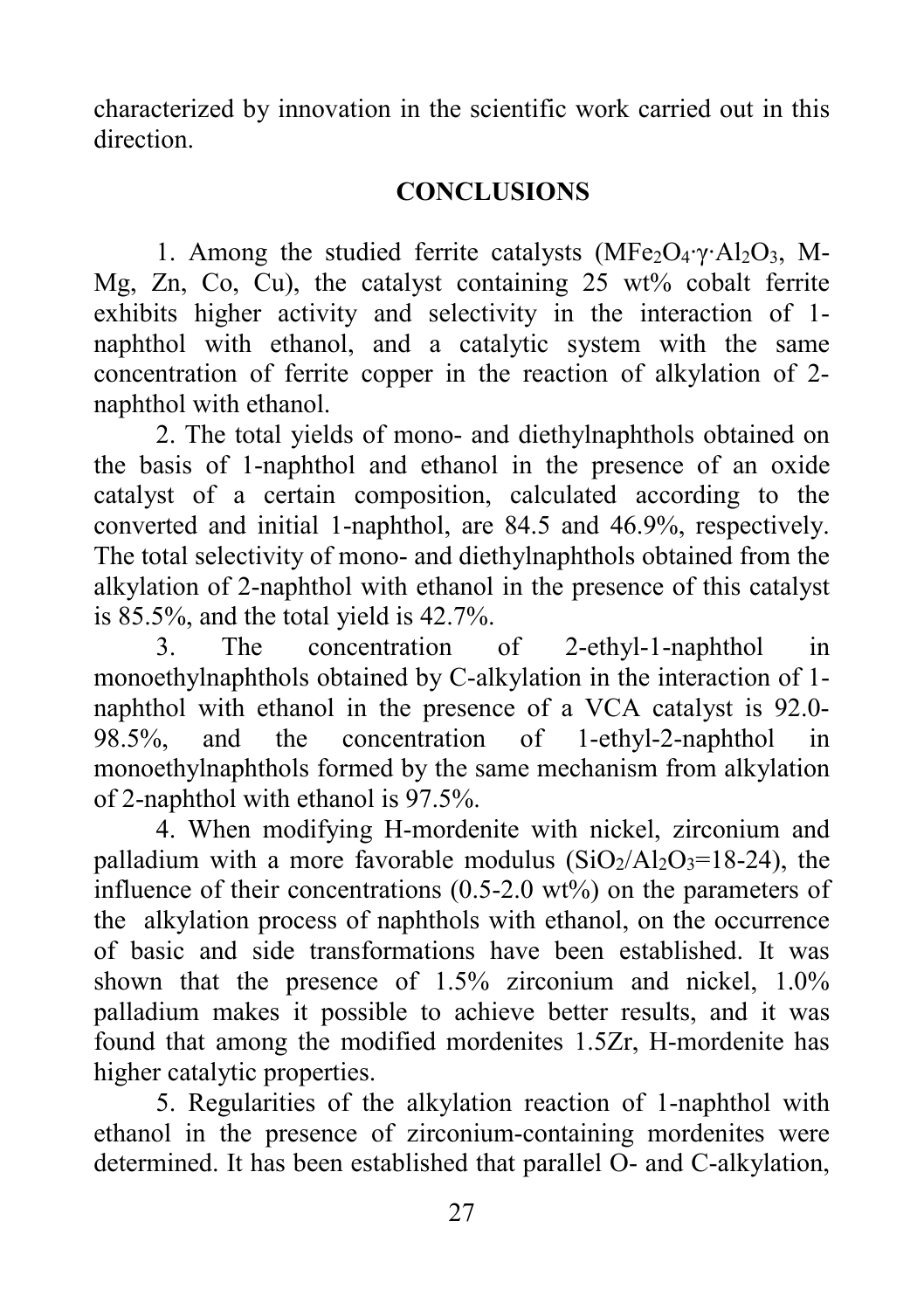characterized by innovation in the scientific work carried out in this direction.

## CONCLUSIONS

1. Among the studied ferrite catalysts ($MFe_2O_4 \cdot \gamma \cdot Al_2O_3$, M- Mg, Zn, Co, Cu), the catalyst containing 25 wt% cobalt ferrite exhibits higher activity and selectivity in the interaction of 1-naphthol with ethanol, and a catalytic system with the same concentration of ferrite copper in the reaction of alkylation of 2-naphthol with ethanol.

2. The total yields of mono- and diethylnaphthols obtained on the basis of 1-naphthol and ethanol in the presence of an oxide catalyst of a certain composition, calculated according to the converted and initial 1-naphthol, are 84.5 and 46.9%, respectively. The total selectivity of mono- and diethylnaphthols obtained from the alkylation of 2-naphthol with ethanol in the presence of this catalyst is 85.5%, and the total yield is 42.7%.

3. The concentration of 2-ethyl-1-naphthol in monoethylnaphthols obtained by C-alkylation in the interaction of 1-naphthol with ethanol in the presence of a VCA catalyst is 92.0-98.5%, and the concentration of 1-ethyl-2-naphthol in monoethylnaphthols formed by the same mechanism from alkylation of 2-naphthol with ethanol is 97.5%.

4. When modifying H-mordenite with nickel, zirconium and palladium with a more favorable modulus ($SiO_2/Al_2O_3$=18-24), the influence of their concentrations (0.5-2.0 wt%) on the parameters of the alkylation process of naphthols with ethanol, on the occurrence of basic and side transformations have been established. It was shown that the presence of 1.5% zirconium and nickel, 1.0% palladium makes it possible to achieve better results, and it was found that among the modified mordenites 1.5Zr, H-mordenite has higher catalytic properties.

5. Regularities of the alkylation reaction of 1-naphthol with ethanol in the presence of zirconium-containing mordenites were determined. It has been established that parallel O- and C-alkylation,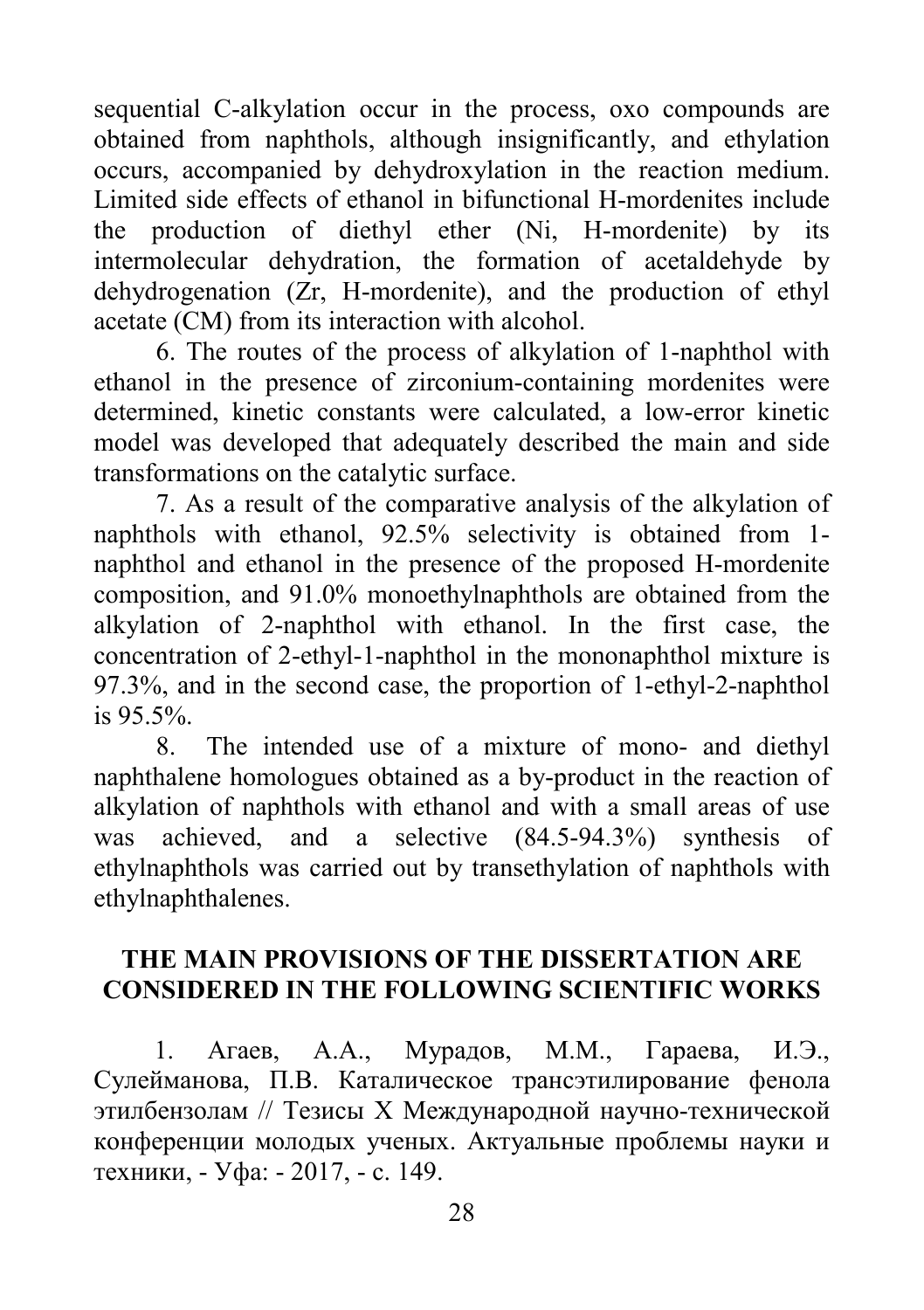sequential C-alkylation occur in the process, oxo compounds are obtained from naphthols, although insignificantly, and ethylation occurs, accompanied by dehydroxylation in the reaction medium. Limited side effects of ethanol in bifunctional H-mordenites include the production of diethyl ether (Ni, H-mordenite) by its intermolecular dehydration, the formation of acetaldehyde by dehydrogenation (Zr, H-mordenite), and the production of ethyl acetate (CM) from its interaction with alcohol.

6. The routes of the process of alkylation of 1-naphthol with ethanol in the presence of zirconium-containing mordenites were determined, kinetic constants were calculated, a low-error kinetic model was developed that adequately described the main and side transformations on the catalytic surface.

7. As a result of the comparative analysis of the alkylation of naphthols with ethanol, 92.5% selectivity is obtained from 1-naphthol and ethanol in the presence of the proposed H-mordenite composition, and 91.0% monoethylnaphthols are obtained from the alkylation of 2-naphthol with ethanol. In the first case, the concentration of 2-ethyl-1-naphthol in the mononaphthol mixture is 97.3%, and in the second case, the proportion of 1-ethyl-2-naphthol is 95.5%.

8. The intended use of a mixture of mono- and diethyl naphthalene homologues obtained as a by-product in the reaction of alkylation of naphthols with ethanol and with a small areas of use was achieved, and a selective (84.5-94.3%) synthesis of ethylnaphthols was carried out by transethylation of naphthols with ethylnaphthalenes.

## THE MAIN PROVISIONS OF THE DISSERTATION ARE CONSIDERED IN THE FOLLOWING SCIENTIFIC WORKS

1. Агаев, А.А., Мурадов, М.М., Гараева, И.Э., Сулейманова, П.В. Каталическое трансэтилирование фенола этилбензолам // Тезисы X Международной научно-технической конференции молодых ученых. Актуальные проблемы науки и техники, - Уфа: - 2017, - с. 149.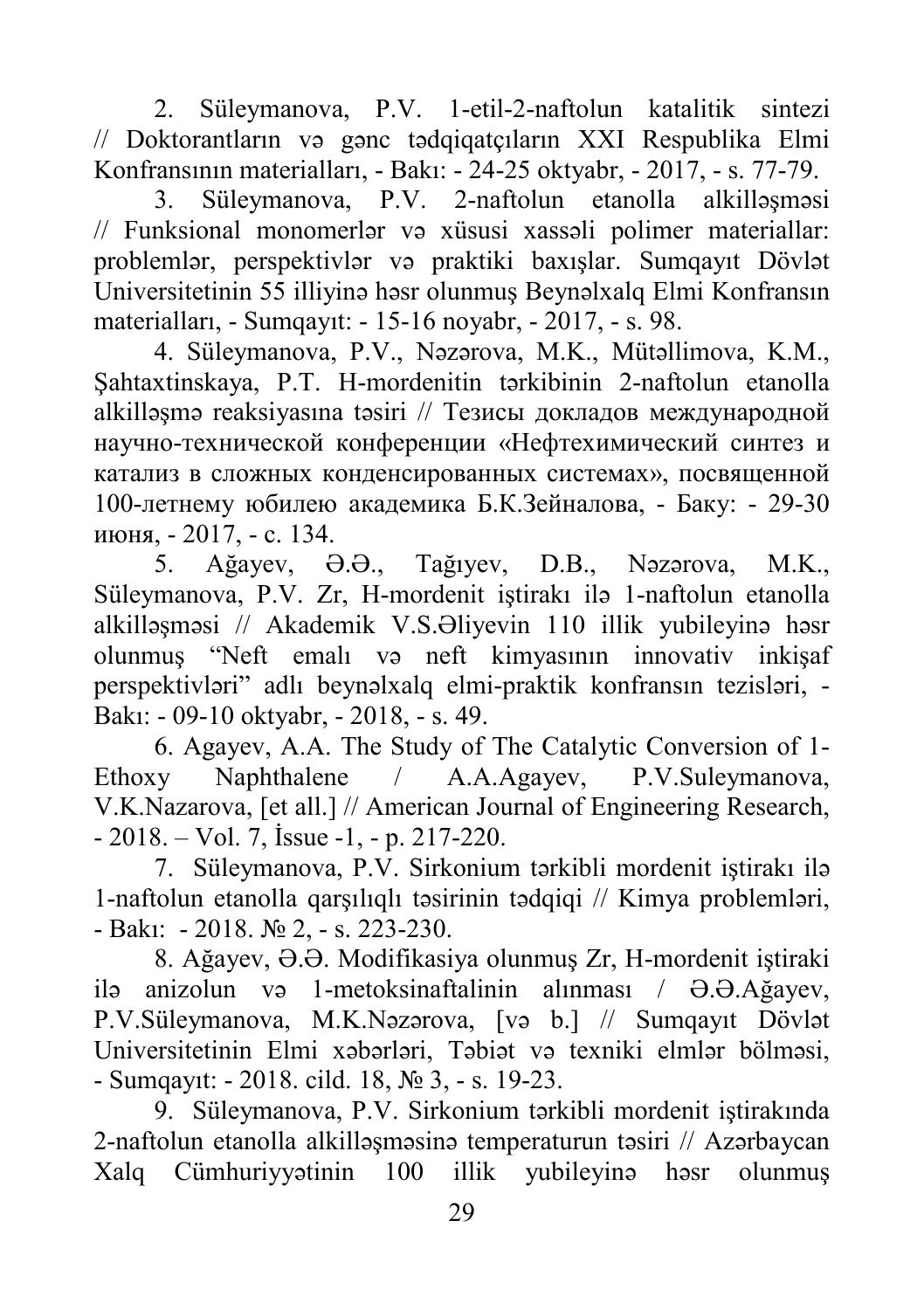2. Süleymanova, P.V. 1-etil-2-naftolun katalitik sintezi // Doktorantların və gənc tədqiqatçıların XXI Respublika Elmi Konfransının materialları, - Bakı: - 24-25 oktyabr, - 2017, - s. 77-79.

3. Süleymanova, P.V. 2-naftolun etanolla alkilləşməsi // Funksional monomerlər və xüsusi xassəli polimer materiallar: problemlər, perspektivlər və praktiki baxışlar. Sumqayıt Dövlət Universitetinin 55 illiyinə həsr olunmuş Beynəlxalq Elmi Konfransın materialları, - Sumqayıt: - 15-16 noyabr, - 2017, - s. 98.

4. Süleymanova, P.V., Nəzərova, M.K., Mütəllimova, K.M., Şahtaxtinskaya, P.T. H-mordenitin tərkibinin 2-naftolun etanolla alkilləşmə reaksiyasına təsiri // Тезисы докладов международной научно-технической конференции «Нефтехимический синтез и катализ в сложных конденсированных системах», посвященной 100-летнему юбилею академика Б.К.Зейналова, - Баку: - 29-30 июня, - 2017, - с. 134.

5. Ağayev, Ə.Ə., Tağıyev, D.B., Nəzərova, M.K., Süleymanova, P.V. Zr, H-mordenit iştirakı ilə 1-naftolun etanolla alkilləşməsi // Akademik V.S.Əliyevin 110 illik yubileyinə həsr olunmuş "Neft emalı və neft kimyasının innovativ inkişaf perspektivləri" adlı beynəlxalq elmi-praktik konfransın tezisləri, - Bakı: - 09-10 oktyabr, - 2018, - s. 49.

6. Agayev, A.A. The Study of The Catalytic Conversion of 1-Ethoxy Naphthalene / A.A.Agayev, P.V.Suleymanova, V.K.Nazarova, [et all.] // American Journal of Engineering Research, - 2018. – Vol. 7, İssue -1, - p. 217-220.

7. Süleymanova, P.V. Sirkonium tərkibli mordenit iştirakı ilə 1-naftolun etanolla qarşılıqlı təsirinin tədqiqi // Kimya problemləri, - Bakı: - 2018. № 2, - s. 223-230.

8. Ağayev, Ə.Ə. Modifikasiya olunmuş Zr, H-mordenit iştiraki ilə anizolun və 1-metoksinaftalinin alınması / Ə.Ə.Ağayev, P.V.Süleymanova, M.K.Nəzərova, [və b.] // Sumqayıt Dövlət Universitetinin Elmi xəbərləri, Təbiət və texniki elmlər bölməsi, - Sumqayıt: - 2018. cild. 18, № 3, - s. 19-23.

9. Süleymanova, P.V. Sirkonium tərkibli mordenit iştirakında 2-naftolun etanolla alkilləşməsinə temperaturun təsiri // Azərbaycan Xalq Cümhuriyyətinin 100 illik yubileyinə həsr olunmuş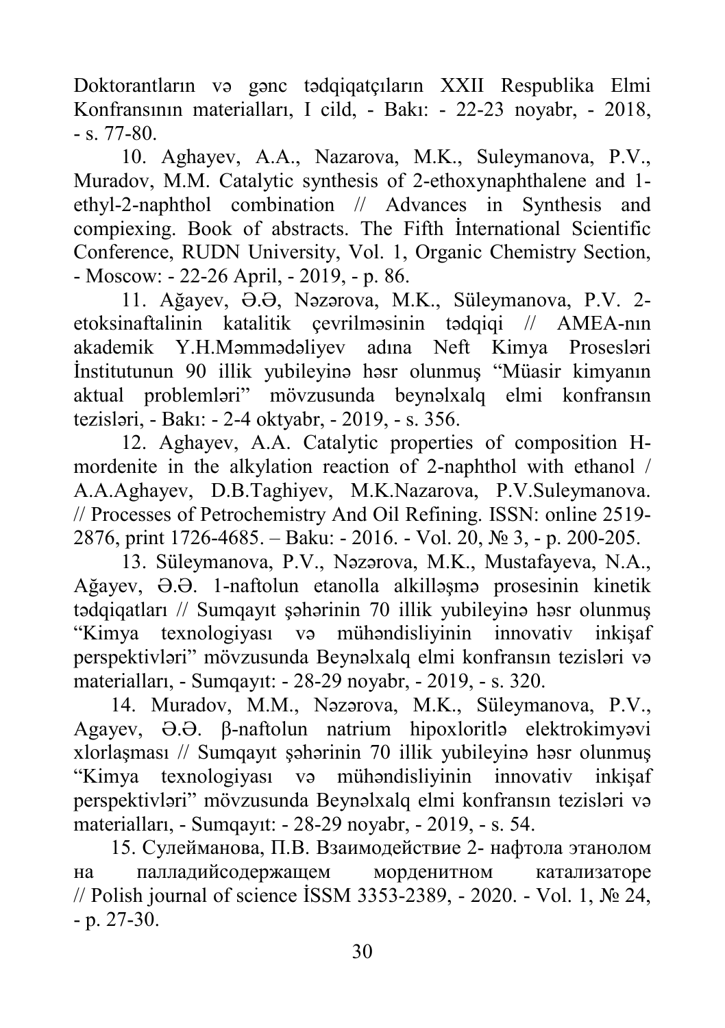Doktorantların və gənc tədqiqatçıların XXII Respublika Elmi Konfransının materialları, I cild, - Bakı: - 22-23 noyabr, - 2018, - s. 77-80.

10. Aghayev, A.A., Nazarova, M.K., Suleymanova, P.V., Muradov, M.M. Catalytic synthesis of 2-ethoxynaphthalene and 1-ethyl-2-naphthol combination // Advances in Synthesis and compiexing. Book of abstracts. The Fifth İnternational Scientific Conference, RUDN University, Vol. 1, Organic Chemistry Section, - Moscow: - 22-26 April, - 2019, - p. 86.

11. Ağayev, Ə.Ə, Nəzərova, M.K., Süleymanova, P.V. 2-etoksinaftalinin katalitik çevrilməsinin tədqiqi // AMEA-nın akademik Y.H.Məmmədəliyev adına Neft Kimya Prosesləri İnstitutunun 90 illik yubileyinə həsr olunmuş "Müasir kimyanın aktual problemləri" mövzusunda beynəlxalq elmi konfransın tezisləri, - Bakı: - 2-4 oktyabr, - 2019, - s. 356.

12. Aghayev, A.A. Catalytic properties of composition H-mordenite in the alkylation reaction of 2-naphthol with ethanol / A.A.Aghayev, D.B.Taghiyev, M.K.Nazarova, P.V.Suleymanova. // Processes of Petrochemistry And Oil Refining. ISSN: online 2519-2876, print 1726-4685. – Baku: - 2016. - Vol. 20, № 3, - p. 200-205.

13. Süleymanova, P.V., Nəzərova, M.K., Mustafayeva, N.A., Ağayev, Ə.Ə. 1-naftolun etanolla alkilləşmə prosesinin kinetik tədqiqatları // Sumqayıt şəhərinin 70 illik yubileyinə həsr olunmuş "Kimya texnologiyası və mühəndisliyinin innovativ inkişaf perspektivləri" mövzusunda Beynəlxalq elmi konfransın tezisləri və materialları, - Sumqayıt: - 28-29 noyabr, - 2019, - s. 320.

14. Muradov, M.M., Nəzərova, M.K., Süleymanova, P.V., Agayev, Ə.Ə. β-naftolun natrium hipoxloritlə elektrokimyəvi xlorlaşması // Sumqayıt şəhərinin 70 illik yubileyinə həsr olunmuş "Kimya texnologiyası və mühəndisliyinin innovativ inkişaf perspektivləri" mövzusunda Beynəlxalq elmi konfransın tezisləri və materialları, - Sumqayıt: - 28-29 noyabr, - 2019, - s. 54.

15. Сулейманова, П.В. Взаимодействие 2- нафтола этанолом на палладийсодержащем морденитном катализаторе // Polish journal of science İSSM 3353-2389, - 2020. - Vol. 1, № 24, - p. 27-30.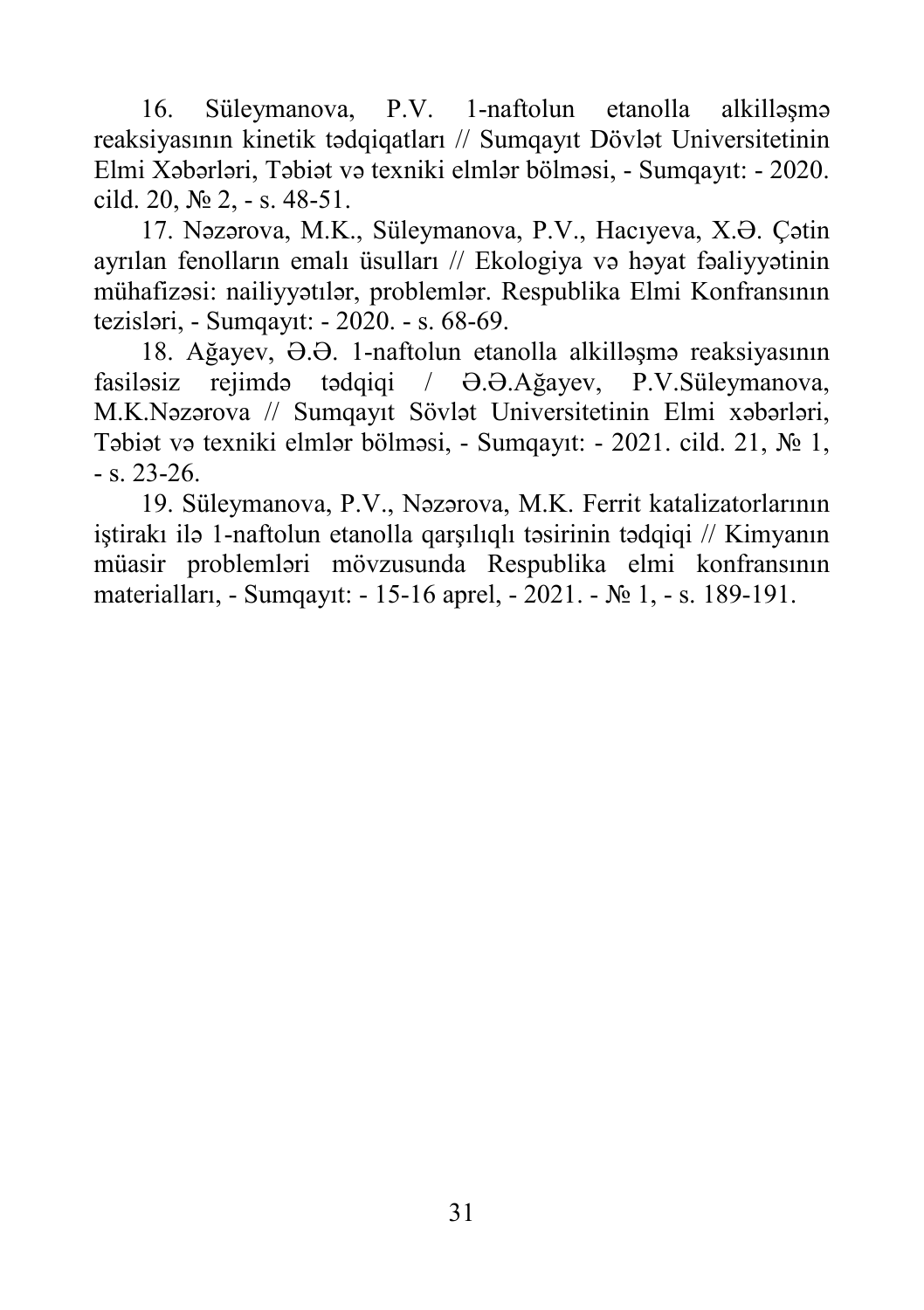16. Süleymanova, P.V. 1-naftolun etanolla alkilləşmə reaksiyasının kinetik tədqiqatları // Sumqayıt Dövlət Universitetinin Elmi Xəbərləri, Təbiət və texniki elmlər bölməsi, - Sumqayıt: - 2020. cild. 20, № 2, - s. 48-51.

17. Nəzərova, M.K., Süleymanova, P.V., Hacıyeva, X.Ə. Çətin ayrılan fenolların emalı üsulları // Ekologiya və həyat fəaliyyətinin mühafizəsi: nailiyyətlər, problemlər. Respublika Elmi Konfransının tezisləri, - Sumqayıt: - 2020. - s. 68-69.

18. Ağayev, Ə.Ə. 1-naftolun etanolla alkilləşmə reaksiyasının fasiləsiz rejimdə tədqiqi / Ə.Ə.Ağayev, P.V.Süleymanova, M.K.Nəzərova // Sumqayıt Sövlət Universitetinin Elmi xəbərləri, Təbiət və texniki elmlər bölməsi, - Sumqayıt: - 2021. cild. 21, № 1, - s. 23-26.

19. Süleymanova, P.V., Nəzərova, M.K. Ferrit katalizatorlarının iştirakı ilə 1-naftolun etanolla qarşılıqlı təsirinin tədqiqi // Kimyanın müasir problemləri mövzusunda Respublika elmi konfransının materialları, - Sumqayıt: - 15-16 aprel, - 2021. - № 1, - s. 189-191.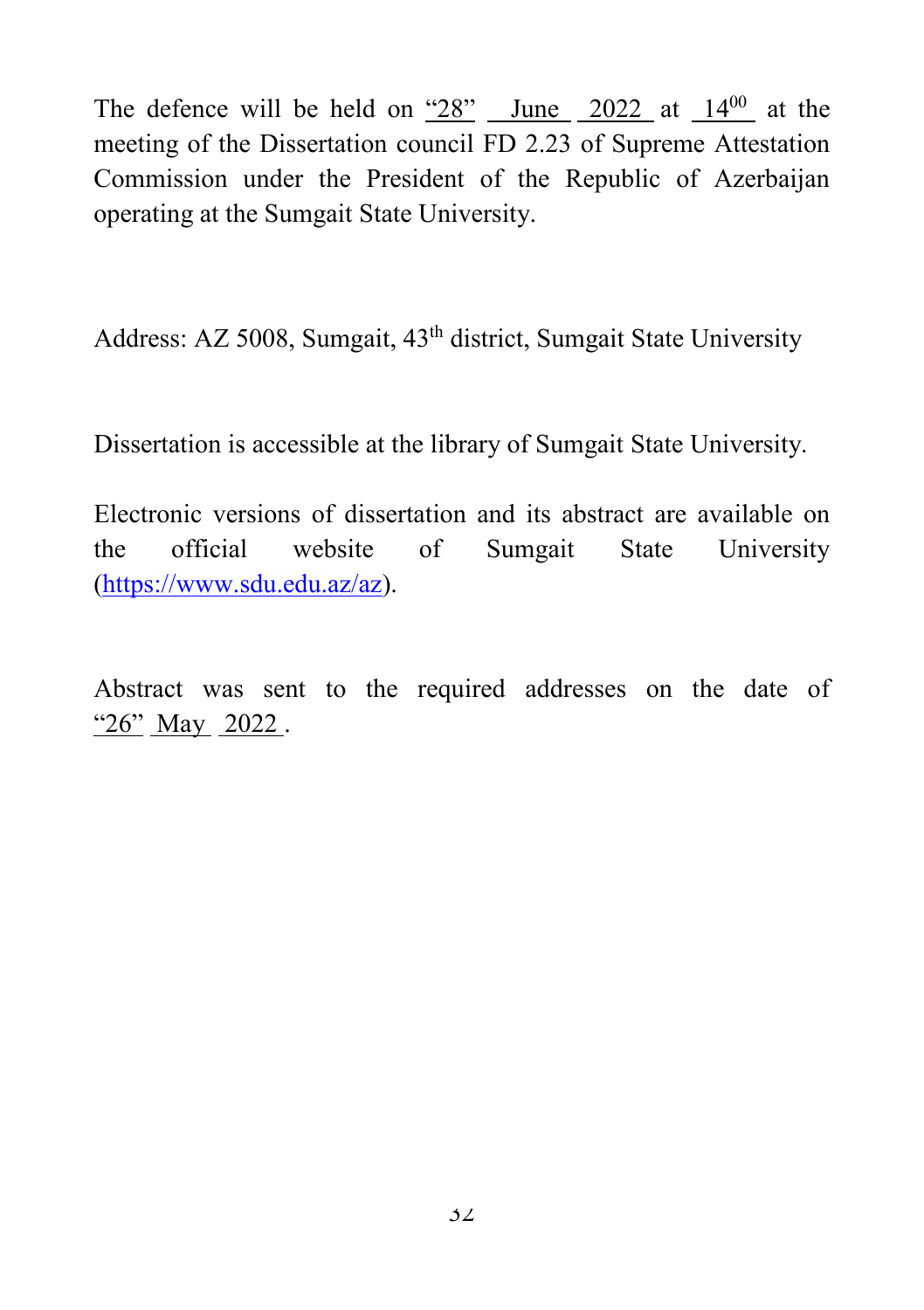The defence will be held on "28" June 2022 at $14^{00}$ at the meeting of the Dissertation council FD 2.23 of Supreme Attestation Commission under the President of the Republic of Azerbaijan operating at the Sumgait State University.

Address: AZ 5008, Sumgait, 43th district, Sumgait State University

Dissertation is accessible at the library of Sumgait State University.

Electronic versions of dissertation and its abstract are available on the official website of Sumgait State University (https://www.sdu.edu.az/az).

Abstract was sent to the required addresses on the date of "26" May 2022.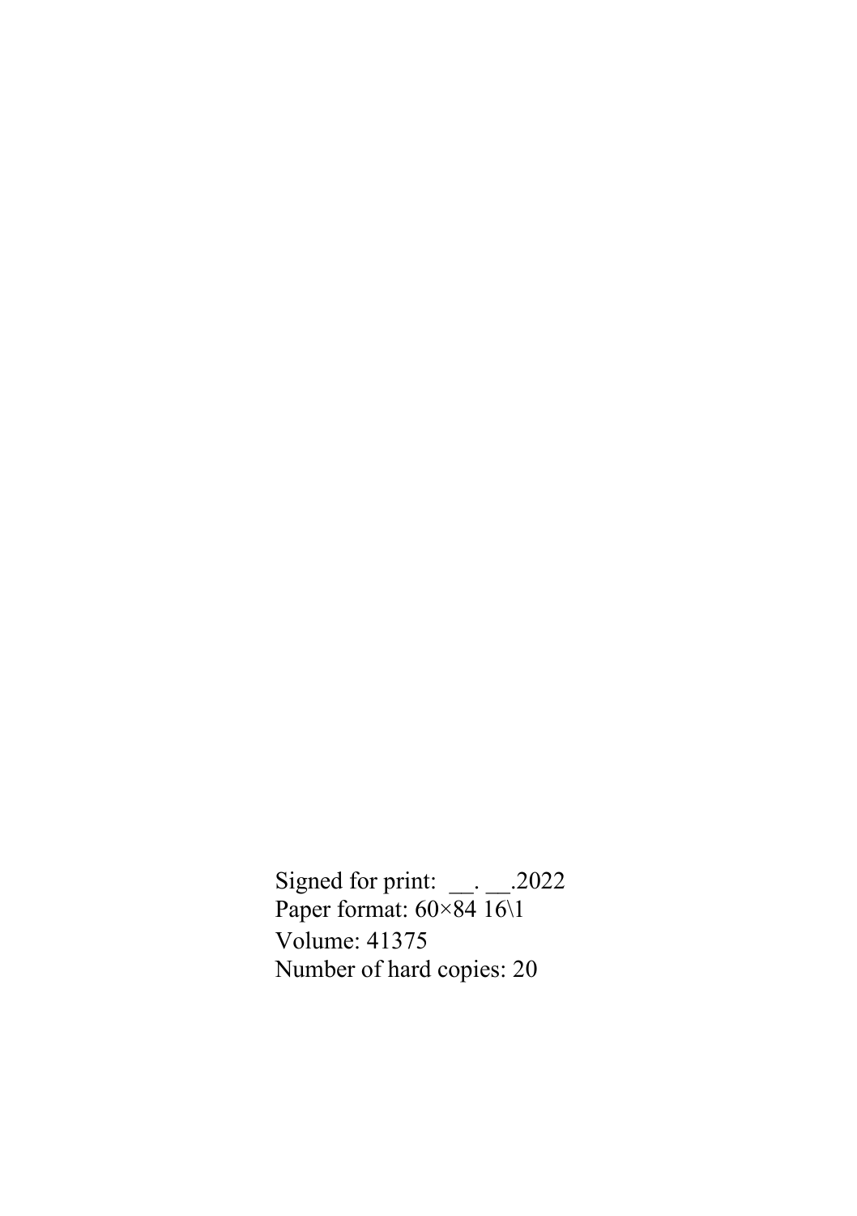Signed for print: __. __.2022
Paper format: 60×84 16\1
Volume: 41375
Number of hard copies: 20